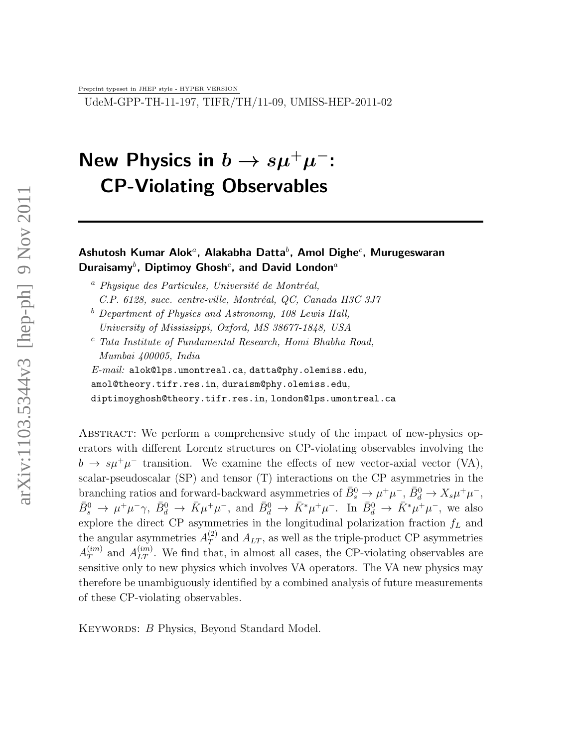Preprint typeset in JHEP style - HYPER VERSION

UdeM-GPP-TH-11-197, TIFR/TH/11-09, UMISS-HEP-2011-02

# New Physics in $b \to s\mu^+\mu^-$: CP-Violating Observables

**Ashutosh Kumar Alok[a], Alakabha Datta[b], Amol Dighe[c], Murugeswaran Duraisamy[b], Diptimoy Ghosh[c], and David London[a]**

[a] *Physique des Particules, Université de Montréal, C.P. 6128, succ. centre-ville, Montréal, QC, Canada H3C 3J7*

[b] *Department of Physics and Astronomy, 108 Lewis Hall, University of Mississippi, Oxford, MS 38677-1848, USA*

[c] *Tata Institute of Fundamental Research, Homi Bhabha Road, Mumbai 400005, India*

*E-mail:* alok@lps.umontreal.ca, datta@phy.olemiss.edu, amol@theory.tifr.res.in, duraism@phy.olemiss.edu, diptimoyghosh@theory.tifr.res.in, london@lps.umontreal.ca

Abstract: We perform a comprehensive study of the impact of new-physics operators with different Lorentz structures on CP-violating observables involving the $b \to s\mu^+\mu^-$ transition. We examine the effects of new vector-axial vector (VA), scalar-pseudoscalar (SP) and tensor (T) interactions on the CP asymmetries in the branching ratios and forward-backward asymmetries of $\bar{B}_s^0 \to \mu^+\mu^-$, $\bar{B}_d^0 \to X_s\mu^+\mu^-$, $\bar{B}_s^0 \to \mu^+\mu^-\gamma$, $\bar{B}_d^0 \to \bar{K}\mu^+\mu^-$, and $\bar{B}_d^0 \to \bar{K}^*\mu^+\mu^-$. In $\bar{B}_d^0 \to \bar{K}^*\mu^+\mu^-$, we also explore the direct CP asymmetries in the longitudinal polarization fraction $f_L$ and the angular asymmetries $A_T^{(2)}$ and $A_{LT}$, as well as the triple-product CP asymmetries $A_T^{(im)}$ and $A_{LT}^{(im)}$. We find that, in almost all cases, the CP-violating observables are sensitive only to new physics which involves VA operators. The VA new physics may therefore be unambiguously identified by a combined analysis of future measurements of these CP-violating observables.

Keywords: $B$ Physics, Beyond Standard Model.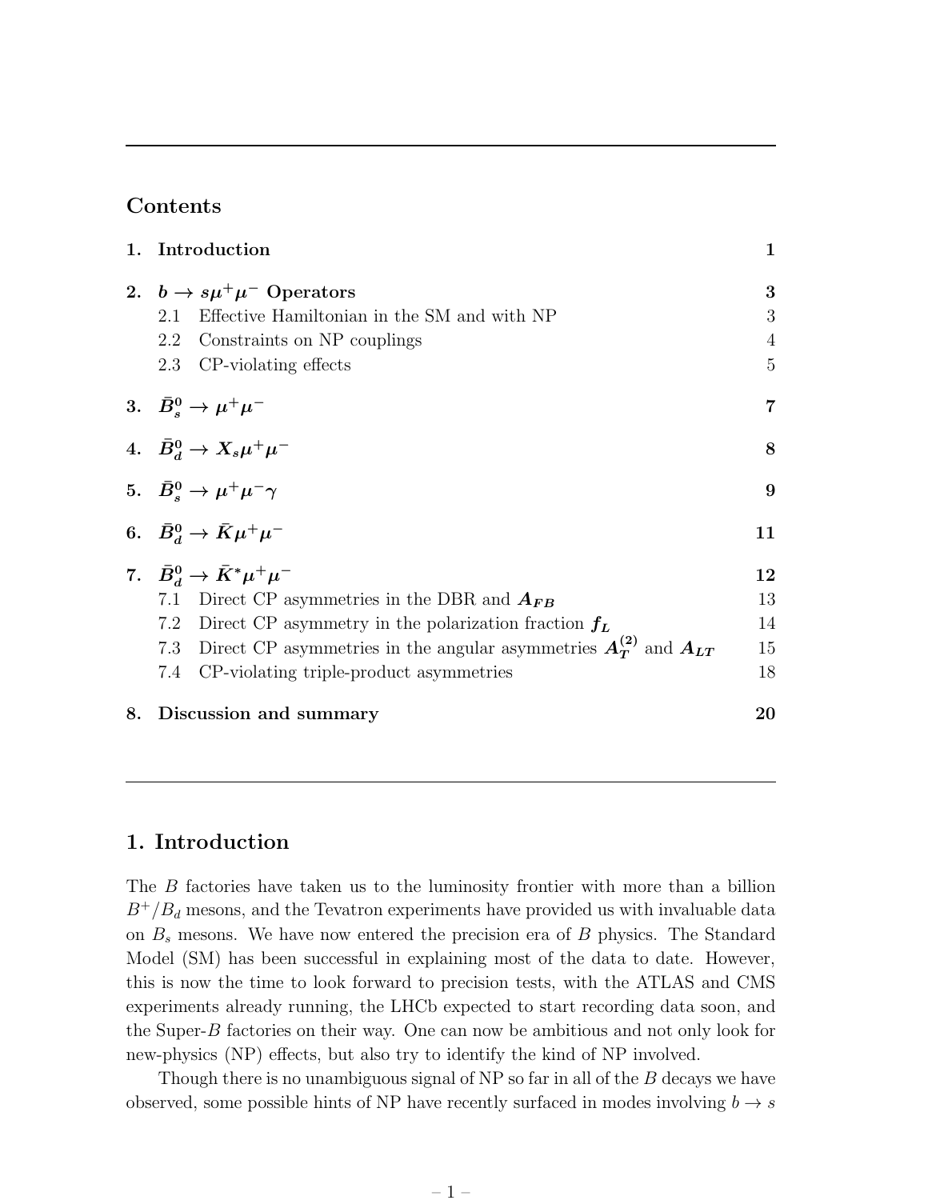## Contents

| | | |
|---|---|---|
| **1.** | **Introduction** | **1** |
| **2.** | **$b \to s\mu^+\mu^-$ Operators** | **3** |
| | 2.1 Effective Hamiltonian in the SM and with NP | 3 |
| | 2.2 Constraints on NP couplings | 4 |
| | 2.3 CP-violating effects | 5 |
| **3.** | **$\bar{B}_s^0 \to \mu^+\mu^-$** | **7** |
| **4.** | **$\bar{B}_d^0 \to X_s\mu^+\mu^-$** | **8** |
| **5.** | **$\bar{B}_s^0 \to \mu^+\mu^-\gamma$** | **9** |
| **6.** | **$\bar{B}_d^0 \to \bar{K}\mu^+\mu^-$** | **11** |
| **7.** | **$\bar{B}_d^0 \to \bar{K}^*\mu^+\mu^-$** | **12** |
| | 7.1 Direct CP asymmetries in the DBR and $A_{FB}$ | 13 |
| | 7.2 Direct CP asymmetry in the polarization fraction $f_L$ | 14 |
| | 7.3 Direct CP asymmetries in the angular asymmetries $A_T^{(2)}$ and $A_{LT}$ | 15 |
| | 7.4 CP-violating triple-product asymmetries | 18 |
| **8.** | **Discussion and summary** | **20** |

## 1. Introduction

The $B$ factories have taken us to the luminosity frontier with more than a billion $B^+/B_d$ mesons, and the Tevatron experiments have provided us with invaluable data on $B_s$ mesons. We have now entered the precision era of $B$ physics. The Standard Model (SM) has been successful in explaining most of the data to date. However, this is now the time to look forward to precision tests, with the ATLAS and CMS experiments already running, the LHCb expected to start recording data soon, and the Super-$B$ factories on their way. One can now be ambitious and not only look for new-physics (NP) effects, but also try to identify the kind of NP involved.

Though there is no unambiguous signal of NP so far in all of the $B$ decays we have observed, some possible hints of NP have recently surfaced in modes involving $b \to s$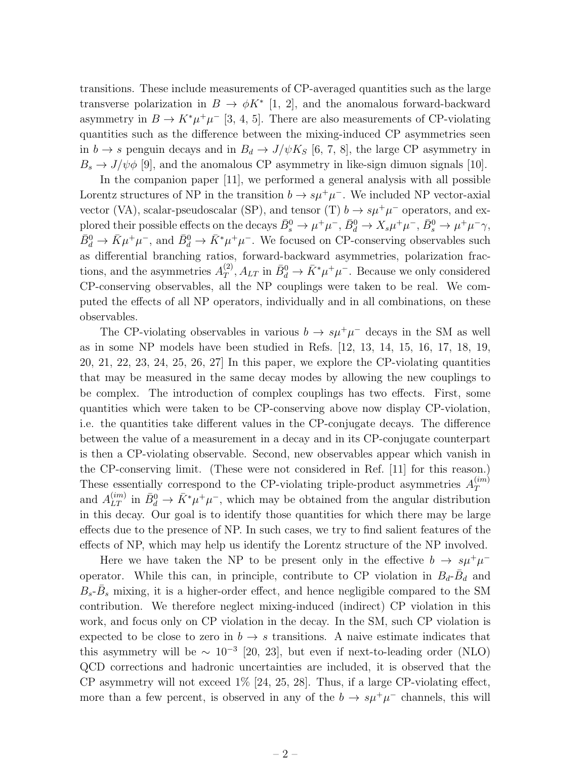transitions. These include measurements of CP-averaged quantities such as the large transverse polarization in $B \to \phi K^*$ [1, 2], and the anomalous forward-backward asymmetry in $B \to K^* \mu^+\mu^-$ [3, 4, 5]. There are also measurements of CP-violating quantities such as the difference between the mixing-induced CP asymmetries seen in $b \to s$ penguin decays and in $B_d \to J/\psi K_S$ [6, 7, 8], the large CP asymmetry in $B_s \to J/\psi \phi$ [9], and the anomalous CP asymmetry in like-sign dimuon signals [10].

In the companion paper [11], we performed a general analysis with all possible Lorentz structures of NP in the transition $b \to s\mu^+\mu^-$. We included NP vector-axial vector (VA), scalar-pseudoscalar (SP), and tensor (T) $b \to s\mu^+\mu^-$ operators, and explored their possible effects on the decays $\bar{B}^0_s \to \mu^+\mu^-$, $\bar{B}^0_d \to X_s \mu^+\mu^-$, $\bar{B}^0_s \to \mu^+\mu^-\gamma$, $\bar{B}^0_d \to \bar{K}\mu^+\mu^-$, and $\bar{B}^0_d \to \bar{K}^*\mu^+\mu^-$. We focused on CP-conserving observables such as differential branching ratios, forward-backward asymmetries, polarization fractions, and the asymmetries $A_T^{(2)}, A_{LT}$ in $\bar{B}^0_d \to \bar{K}^*\mu^+\mu^-$. Because we only considered CP-conserving observables, all the NP couplings were taken to be real. We computed the effects of all NP operators, individually and in all combinations, on these observables.

The CP-violating observables in various $b \to s\mu^+\mu^-$ decays in the SM as well as in some NP models have been studied in Refs. [12, 13, 14, 15, 16, 17, 18, 19, 20, 21, 22, 23, 24, 25, 26, 27] In this paper, we explore the CP-violating quantities that may be measured in the same decay modes by allowing the new couplings to be complex. The introduction of complex couplings has two effects. First, some quantities which were taken to be CP-conserving above now display CP-violation, i.e. the quantities take different values in the CP-conjugate decays. The difference between the value of a measurement in a decay and in its CP-conjugate counterpart is then a CP-violating observable. Second, new observables appear which vanish in the CP-conserving limit. (These were not considered in Ref. [11] for this reason.) These essentially correspond to the CP-violating triple-product asymmetries $A_T^{(im)}$ and $A_{LT}^{(im)}$ in $\bar{B}^0_d \to \bar{K}^*\mu^+\mu^-$, which may be obtained from the angular distribution in this decay. Our goal is to identify those quantities for which there may be large effects due to the presence of NP. In such cases, we try to find salient features of the effects of NP, which may help us identify the Lorentz structure of the NP involved.

Here we have taken the NP to be present only in the effective $b \to s\mu^+\mu^-$ operator. While this can, in principle, contribute to CP violation in $B_d$-$\bar{B}_d$ and $B_s$-$\bar{B}_s$ mixing, it is a higher-order effect, and hence negligible compared to the SM contribution. We therefore neglect mixing-induced (indirect) CP violation in this work, and focus only on CP violation in the decay. In the SM, such CP violation is expected to be close to zero in $b \to s$ transitions. A naive estimate indicates that this asymmetry will be $\sim 10^{-3}$ [20, 23], but even if next-to-leading order (NLO) QCD corrections and hadronic uncertainties are included, it is observed that the CP asymmetry will not exceed 1% [24, 25, 28]. Thus, if a large CP-violating effect, more than a few percent, is observed in any of the $b \to s\mu^+\mu^-$ channels, this will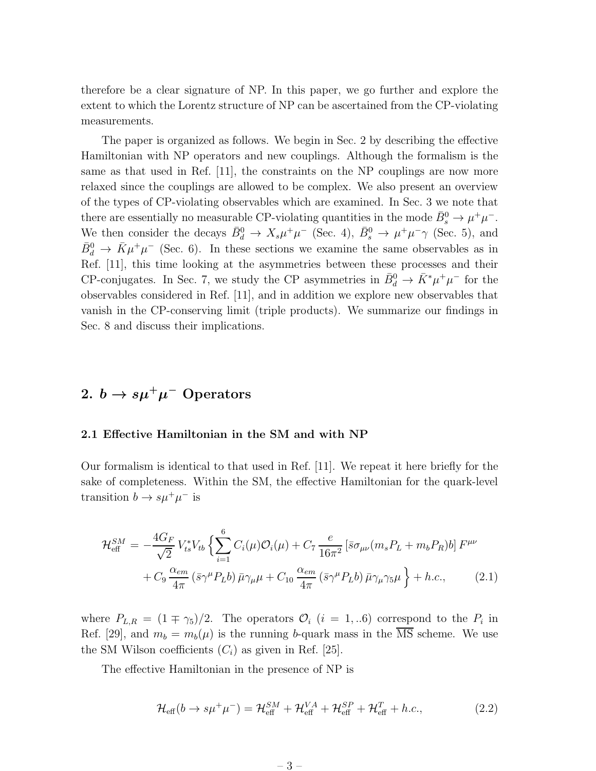therefore be a clear signature of NP. In this paper, we go further and explore the extent to which the Lorentz structure of NP can be ascertained from the CP-violating measurements.

The paper is organized as follows. We begin in Sec. 2 by describing the effective Hamiltonian with NP operators and new couplings. Although the formalism is the same as that used in Ref. [11], the constraints on the NP couplings are now more relaxed since the couplings are allowed to be complex. We also present an overview of the types of CP-violating observables which are examined. In Sec. 3 we note that there are essentially no measurable CP-violating quantities in the mode $\bar{B}_s^0 \to \mu^+\mu^-$. We then consider the decays $\bar{B}_d^0 \to X_s\mu^+\mu^-$ (Sec. 4), $\bar{B}_s^0 \to \mu^+\mu^-\gamma$ (Sec. 5), and $\bar{B}_d^0 \to \bar{K}\mu^+\mu^-$ (Sec. 6). In these sections we examine the same observables as in Ref. [11], this time looking at the asymmetries between these processes and their CP-conjugates. In Sec. 7, we study the CP asymmetries in $\bar{B}_d^0 \to \bar{K}^*\mu^+\mu^-$ for the observables considered in Ref. [11], and in addition we explore new observables that vanish in the CP-conserving limit (triple products). We summarize our findings in Sec. 8 and discuss their implications.

## 2. $b \to s\mu^+\mu^-$ Operators

### 2.1 Effective Hamiltonian in the SM and with NP

Our formalism is identical to that used in Ref. [11]. We repeat it here briefly for the sake of completeness. Within the SM, the effective Hamiltonian for the quark-level transition $b \to s\mu^+\mu^-$ is

$$
\begin{aligned}
\mathcal{H}_{\rm eff}^{SM} = -\frac{4G_F}{\sqrt{2}}\, V_{ts}^* V_{tb} \Big\{ \sum_{i=1}^{6} C_i(\mu)\mathcal{O}_i(\mu) + C_7\, \frac{e}{16\pi^2}\, [\bar{s}\sigma_{\mu\nu}(m_s P_L + m_b P_R) b]\, F^{\mu\nu} \\
+ C_9\, \frac{\alpha_{em}}{4\pi}\, (\bar{s}\gamma^\mu P_L b)\, \bar{\mu}\gamma_\mu \mu + C_{10}\, \frac{\alpha_{em}}{4\pi}\, (\bar{s}\gamma^\mu P_L b)\, \bar{\mu}\gamma_\mu\gamma_5 \mu \Big\} + h.c., \qquad (2.1)
\end{aligned}
$$

where $P_{L,R} = (1 \mp \gamma_5)/2$. The operators $\mathcal{O}_i$ ($i = 1,..6$) correspond to the $P_i$ in Ref. [29], and $m_b = m_b(\mu)$ is the running $b$-quark mass in the $\overline{\rm MS}$ scheme. We use the SM Wilson coefficients ($C_i$) as given in Ref. [25].

The effective Hamiltonian in the presence of NP is

$$
\mathcal{H}_{\rm eff}(b \to s\mu^+\mu^-) = \mathcal{H}_{\rm eff}^{SM} + \mathcal{H}_{\rm eff}^{VA} + \mathcal{H}_{\rm eff}^{SP} + \mathcal{H}_{\rm eff}^{T} + h.c., \qquad (2.2)
$$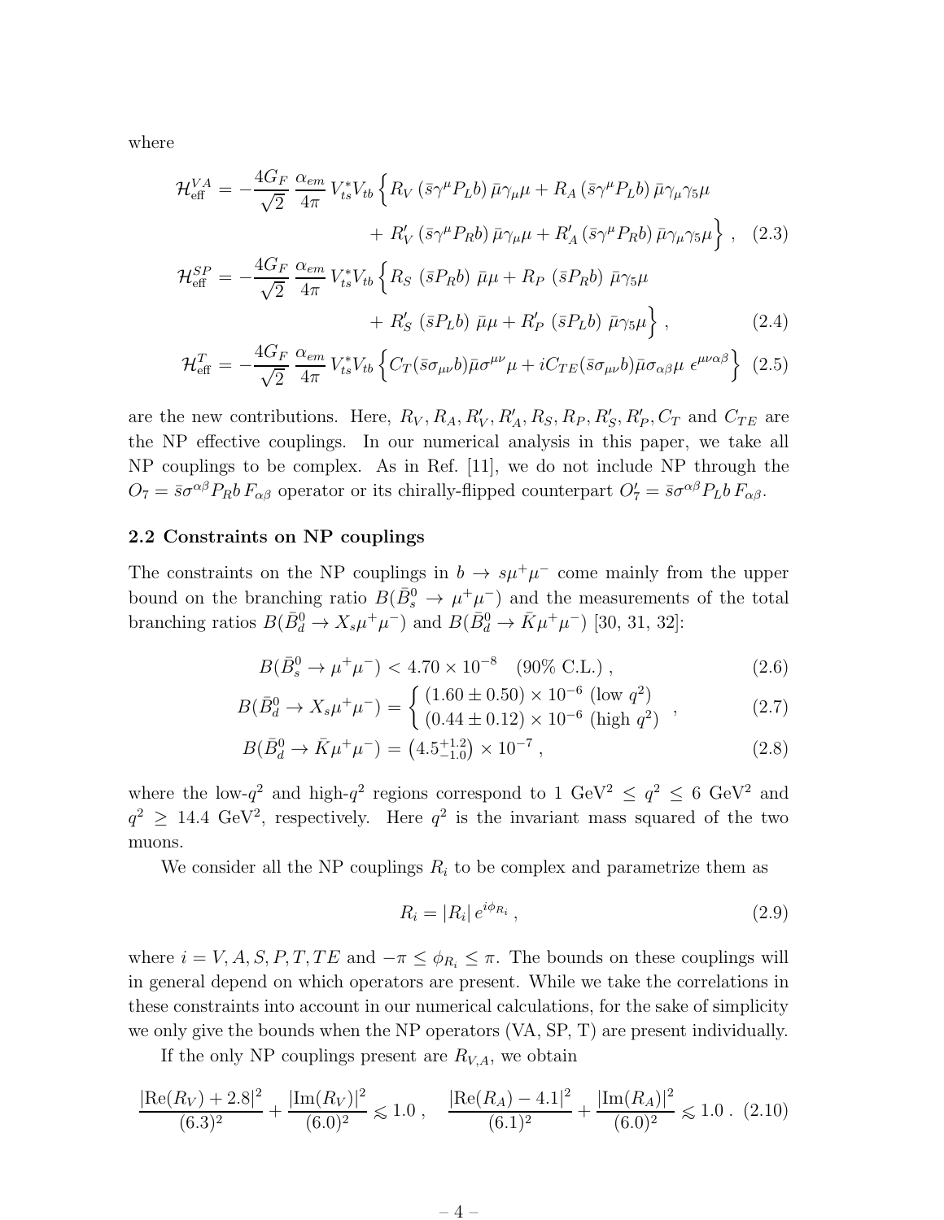where

$$
\begin{aligned}
\mathcal{H}_{\rm eff}^{VA} = -\frac{4G_F}{\sqrt{2}}\,\frac{\alpha_{em}}{4\pi}\,V_{ts}^* V_{tb}\Big\{ & R_V\,(\bar{s}\gamma^\mu P_L b)\,\bar{\mu}\gamma_\mu\mu + R_A\,(\bar{s}\gamma^\mu P_L b)\,\bar{\mu}\gamma_\mu\gamma_5\mu \\
& + R'_V\,(\bar{s}\gamma^\mu P_R b)\,\bar{\mu}\gamma_\mu\mu + R'_A\,(\bar{s}\gamma^\mu P_R b)\,\bar{\mu}\gamma_\mu\gamma_5\mu\Big\}\ , \qquad (2.3)\\
\mathcal{H}_{\rm eff}^{SP} = -\frac{4G_F}{\sqrt{2}}\,\frac{\alpha_{em}}{4\pi}\,V_{ts}^* V_{tb}\Big\{ & R_S\,(\bar{s}P_R b)\,\bar{\mu}\mu + R_P\,(\bar{s}P_R b)\,\bar{\mu}\gamma_5\mu \\
& + R'_S\,(\bar{s}P_L b)\,\bar{\mu}\mu + R'_P\,(\bar{s}P_L b)\,\bar{\mu}\gamma_5\mu\Big\}\ , \qquad (2.4)\\
\mathcal{H}_{\rm eff}^{T} = -\frac{4G_F}{\sqrt{2}}\,\frac{\alpha_{em}}{4\pi}\,V_{ts}^* V_{tb}\Big\{ & C_T(\bar{s}\sigma_{\mu\nu}b)\bar{\mu}\sigma^{\mu\nu}\mu + iC_{TE}(\bar{s}\sigma_{\mu\nu}b)\bar{\mu}\sigma_{\alpha\beta}\mu\ \epsilon^{\mu\nu\alpha\beta}\Big\} \qquad (2.5)
\end{aligned}
$$

are the new contributions. Here, $R_V, R_A, R'_V, R'_A, R_S, R_P, R'_S, R'_P, C_T$ and $C_{TE}$ are the NP effective couplings. In our numerical analysis in this paper, we take all NP couplings to be complex. As in Ref. [11], we do not include NP through the $O_7 = \bar{s}\sigma^{\alpha\beta}P_R b\, F_{\alpha\beta}$ operator or its chirally-flipped counterpart $O'_7 = \bar{s}\sigma^{\alpha\beta}P_L b\, F_{\alpha\beta}$.

### 2.2 Constraints on NP couplings

The constraints on the NP couplings in $b \to s\mu^+\mu^-$ come mainly from the upper bound on the branching ratio $B(\bar{B}^0_s \to \mu^+\mu^-)$ and the measurements of the total branching ratios $B(\bar{B}^0_d \to X_s\mu^+\mu^-)$ and $B(\bar{B}^0_d \to \bar{K}\mu^+\mu^-)$ [30, 31, 32]:

$$
B(\bar{B}^0_s \to \mu^+\mu^-) < 4.70\times 10^{-8} \quad (90\%\ \text{C.L.})\ , \qquad (2.6)
$$

$$
B(\bar{B}^0_d \to X_s\mu^+\mu^-) = \begin{cases} (1.60\pm 0.50)\times 10^{-6}\ (\text{low } q^2) \\ (0.44\pm 0.12)\times 10^{-6}\ (\text{high } q^2) \end{cases}\ , \qquad (2.7)
$$

$$
B(\bar{B}^0_d \to \bar{K}\mu^+\mu^-) = \left(4.5^{+1.2}_{-1.0}\right)\times 10^{-7}\ , \qquad (2.8)
$$

where the low-$q^2$ and high-$q^2$ regions correspond to $1\ \text{GeV}^2 \le q^2 \le 6\ \text{GeV}^2$ and $q^2 \ge 14.4\ \text{GeV}^2$, respectively. Here $q^2$ is the invariant mass squared of the two muons.

We consider all the NP couplings $R_i$ to be complex and parametrize them as

$$
R_i = |R_i|\,e^{i\phi_{R_i}}\ , \qquad (2.9)
$$

where $i = V, A, S, P, T, TE$ and $-\pi \le \phi_{R_i} \le \pi$. The bounds on these couplings will in general depend on which operators are present. While we take the correlations in these constraints into account in our numerical calculations, for the sake of simplicity we only give the bounds when the NP operators (VA, SP, T) are present individually.

If the only NP couplings present are $R_{V,A}$, we obtain

$$
\frac{|\text{Re}(R_V)+2.8|^2}{(6.3)^2} + \frac{|\text{Im}(R_V)|^2}{(6.0)^2} \lesssim 1.0\ , \quad \frac{|\text{Re}(R_A)-4.1|^2}{(6.1)^2} + \frac{|\text{Im}(R_A)|^2}{(6.0)^2} \lesssim 1.0\ . \qquad (2.10)
$$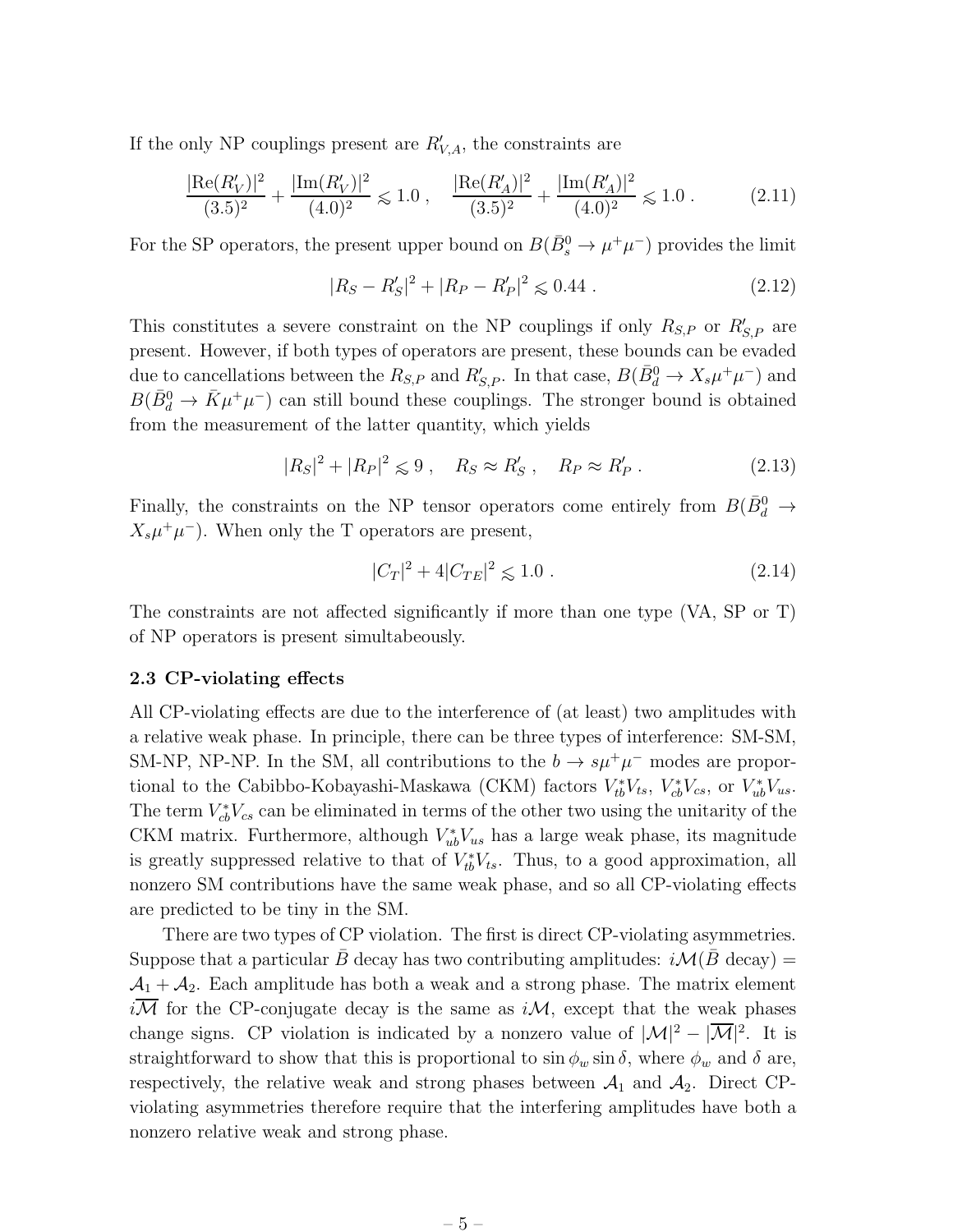If the only NP couplings present are $R'_{V,A}$, the constraints are

$$\frac{|\mathrm{Re}(R'_V)|^2}{(3.5)^2} + \frac{|\mathrm{Im}(R'_V)|^2}{(4.0)^2} \lesssim 1.0 \;, \quad \frac{|\mathrm{Re}(R'_A)|^2}{(3.5)^2} + \frac{|\mathrm{Im}(R'_A)|^2}{(4.0)^2} \lesssim 1.0 \;. \tag{2.11}$$

For the SP operators, the present upper bound on $B(\bar{B}_s^0 \to \mu^+\mu^-)$ provides the limit

$$|R_S - R'_S|^2 + |R_P - R'_P|^2 \lesssim 0.44 \;. \tag{2.12}$$

This constitutes a severe constraint on the NP couplings if only $R_{S,P}$ or $R'_{S,P}$ are present. However, if both types of operators are present, these bounds can be evaded due to cancellations between the $R_{S,P}$ and $R'_{S,P}$. In that case, $B(\bar{B}_d^0 \to X_s\mu^+\mu^-)$ and $B(\bar{B}_d^0 \to \bar{K}\mu^+\mu^-)$ can still bound these couplings. The stronger bound is obtained from the measurement of the latter quantity, which yields

$$|R_S|^2 + |R_P|^2 \lesssim 9 \;, \quad R_S \approx R'_S \;, \quad R_P \approx R'_P \;. \tag{2.13}$$

Finally, the constraints on the NP tensor operators come entirely from $B(\bar{B}_d^0 \to X_s\mu^+\mu^-)$. When only the T operators are present,

$$|C_T|^2 + 4|C_{TE}|^2 \lesssim 1.0 \;. \tag{2.14}$$

The constraints are not affected significantly if more than one type (VA, SP or T) of NP operators is present simultabeously.

### 2.3 CP-violating effects

All CP-violating effects are due to the interference of (at least) two amplitudes with a relative weak phase. In principle, there can be three types of interference: SM-SM, SM-NP, NP-NP. In the SM, all contributions to the $b \to s\mu^+\mu^-$ modes are proportional to the Cabibbo-Kobayashi-Maskawa (CKM) factors $V_{tb}^*V_{ts}$, $V_{cb}^*V_{cs}$, or $V_{ub}^*V_{us}$. The term $V_{cb}^*V_{cs}$ can be eliminated in terms of the other two using the unitarity of the CKM matrix. Furthermore, although $V_{ub}^*V_{us}$ has a large weak phase, its magnitude is greatly suppressed relative to that of $V_{tb}^*V_{ts}$. Thus, to a good approximation, all nonzero SM contributions have the same weak phase, and so all CP-violating effects are predicted to be tiny in the SM.

There are two types of CP violation. The first is direct CP-violating asymmetries. Suppose that a particular $\bar{B}$ decay has two contributing amplitudes: $i\mathcal{M}(\bar{B}\text{ decay}) = \mathcal{A}_1 + \mathcal{A}_2$. Each amplitude has both a weak and a strong phase. The matrix element $i\overline{\mathcal{M}}$ for the CP-conjugate decay is the same as $i\mathcal{M}$, except that the weak phases change signs. CP violation is indicated by a nonzero value of $|\mathcal{M}|^2 - |\overline{\mathcal{M}}|^2$. It is straightforward to show that this is proportional to $\sin\phi_w \sin\delta$, where $\phi_w$ and $\delta$ are, respectively, the relative weak and strong phases between $\mathcal{A}_1$ and $\mathcal{A}_2$. Direct CP-violating asymmetries therefore require that the interfering amplitudes have both a nonzero relative weak and strong phase.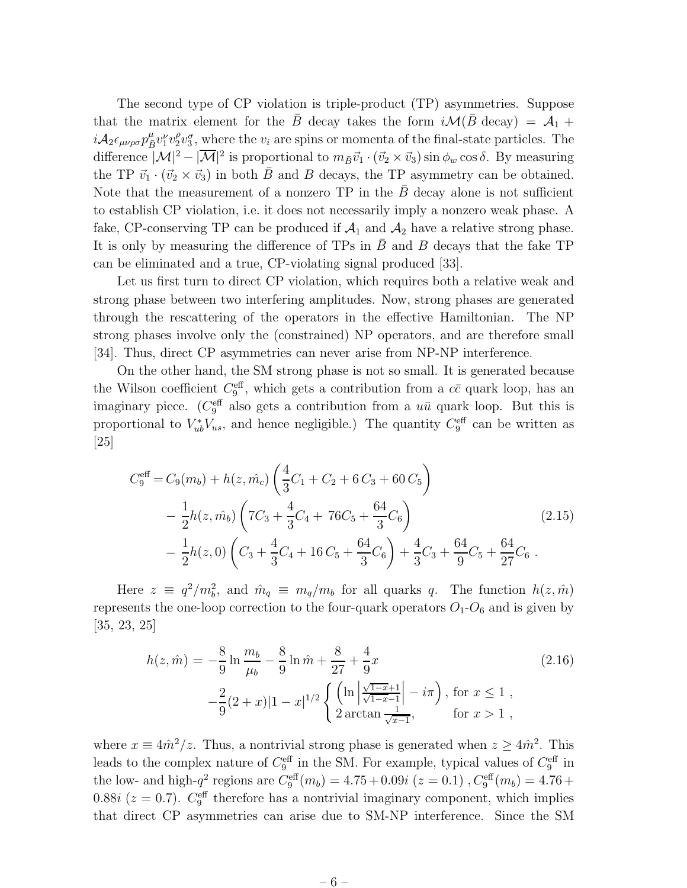The second type of CP violation is triple-product (TP) asymmetries. Suppose that the matrix element for the $\bar{B}$ decay takes the form $i\mathcal{M}(\bar{B}\ \text{decay}) = \mathcal{A}_1 + i\mathcal{A}_2\epsilon_{\mu\nu\rho\sigma}p^\mu_{\bar{B}}v^\nu_1 v^\rho_2 v^\sigma_3$, where the $v_i$ are spins or momenta of the final-state particles. The difference $|\mathcal{M}|^2 - |\overline{\mathcal{M}}|^2$ is proportional to $m_{\bar{B}}\vec{v}_1\cdot(\vec{v}_2\times\vec{v}_3)\sin\phi_w\cos\delta$. By measuring the TP $\vec{v}_1\cdot(\vec{v}_2\times\vec{v}_3)$ in both $\bar{B}$ and $B$ decays, the TP asymmetry can be obtained. Note that the measurement of a nonzero TP in the $\bar{B}$ decay alone is not sufficient to establish CP violation, i.e. it does not necessarily imply a nonzero weak phase. A fake, CP-conserving TP can be produced if $\mathcal{A}_1$ and $\mathcal{A}_2$ have a relative strong phase. It is only by measuring the difference of TPs in $\bar{B}$ and $B$ decays that the fake TP can be eliminated and a true, CP-violating signal produced [33].

Let us first turn to direct CP violation, which requires both a relative weak and strong phase between two interfering amplitudes. Now, strong phases are generated through the rescattering of the operators in the effective Hamiltonian. The NP strong phases involve only the (constrained) NP operators, and are therefore small [34]. Thus, direct CP asymmetries can never arise from NP-NP interference.

On the other hand, the SM strong phase is not so small. It is generated because the Wilson coefficient $C_9^{\rm eff}$, which gets a contribution from a $c\bar{c}$ quark loop, has an imaginary piece. ($C_9^{\rm eff}$ also gets a contribution from a $u\bar{u}$ quark loop. But this is proportional to $V_{ub}^* V_{us}$, and hence negligible.) The quantity $C_9^{\rm eff}$ can be written as [25]

$$
\begin{aligned}
C_9^{\rm eff} = {} & C_9(m_b) + h(z,\hat{m_c})\left(\frac{4}{3}C_1 + C_2 + 6\,C_3 + 60\,C_5\right) \\
& - \frac{1}{2}h(z,\hat{m_b})\left(7C_3 + \frac{4}{3}C_4 + \,76C_5 + \frac{64}{3}C_6\right) \\
& - \frac{1}{2}h(z,0)\left(C_3 + \frac{4}{3}C_4 + 16\,C_5 + \frac{64}{3}C_6\right) + \frac{4}{3}C_3 + \frac{64}{9}C_5 + \frac{64}{27}C_6\ .
\end{aligned} \tag{2.15}
$$

Here $z \equiv q^2/m_b^2$, and $\hat{m}_q \equiv m_q/m_b$ for all quarks $q$. The function $h(z,\hat{m})$ represents the one-loop correction to the four-quark operators $O_1$-$O_6$ and is given by [35, 23, 25]

$$
\begin{aligned}
h(z,\hat{m}) = {} & -\frac{8}{9}\ln\frac{m_b}{\mu_b} - \frac{8}{9}\ln\hat{m} + \frac{8}{27} + \frac{4}{9}x \\
& -\frac{2}{9}(2+x)|1-x|^{1/2}\begin{cases}\left(\ln\left|\frac{\sqrt{1-x}+1}{\sqrt{1-x}-1}\right| - i\pi\right), & \text{for } x \le 1\ , \\ 2\arctan\frac{1}{\sqrt{x-1}}, & \text{for } x > 1\ ,\end{cases}
\end{aligned} \tag{2.16}
$$

where $x \equiv 4\hat{m}^2/z$. Thus, a nontrivial strong phase is generated when $z \ge 4\hat{m}^2$. This leads to the complex nature of $C_9^{\rm eff}$ in the SM. For example, typical values of $C_9^{\rm eff}$ in the low- and high-$q^2$ regions are $C_9^{\rm eff}(m_b) = 4.75 + 0.09i\ (z = 0.1)$, $C_9^{\rm eff}(m_b) = 4.76 + 0.88i\ (z = 0.7)$. $C_9^{\rm eff}$ therefore has a nontrivial imaginary component, which implies that direct CP asymmetries can arise due to SM-NP interference. Since the SM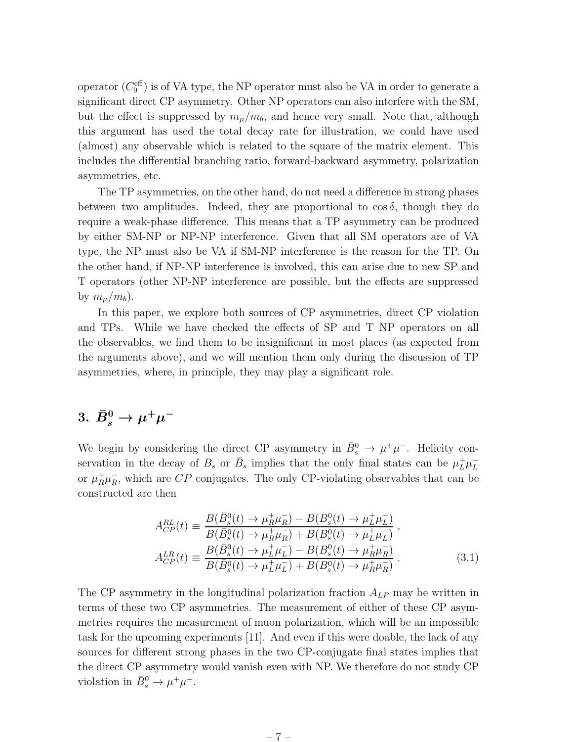operator ($C_9^{\rm eff}$) is of VA type, the NP operator must also be VA in order to generate a significant direct CP asymmetry. Other NP operators can also interfere with the SM, but the effect is suppressed by $m_\mu/m_b$, and hence very small. Note that, although this argument has used the total decay rate for illustration, we could have used (almost) any observable which is related to the square of the matrix element. This includes the differential branching ratio, forward-backward asymmetry, polarization asymmetries, etc.

The TP asymmetries, on the other hand, do not need a difference in strong phases between two amplitudes. Indeed, they are proportional to $\cos\delta$, though they do require a weak-phase difference. This means that a TP asymmetry can be produced by either SM-NP or NP-NP interference. Given that all SM operators are of VA type, the NP must also be VA if SM-NP interference is the reason for the TP. On the other hand, if NP-NP interference is involved, this can arise due to new SP and T operators (other NP-NP interference are possible, but the effects are suppressed by $m_\mu/m_b$).

In this paper, we explore both sources of CP asymmetries, direct CP violation and TPs. While we have checked the effects of SP and T NP operators on all the observables, we find them to be insignificant in most places (as expected from the arguments above), and we will mention them only during the discussion of TP asymmetries, where, in principle, they may play a significant role.

# 3. $\bar{B}_s^0 \to \mu^+\mu^-$

We begin by considering the direct CP asymmetry in $\bar{B}_s^0 \to \mu^+\mu^-$. Helicity conservation in the decay of $B_s$ or $\bar{B}_s$ implies that the only final states can be $\mu_L^+\mu_L^-$ or $\mu_R^+\mu_R^-$, which are $CP$ conjugates. The only CP-violating observables that can be constructed are then

$$
\begin{aligned}
A_{CP}^{RL}(t) &\equiv \frac{B(\bar{B}_s^0(t) \to \mu_R^+\mu_R^-) - B(B_s^0(t) \to \mu_L^+\mu_L^-)}{B(\bar{B}_s^0(t) \to \mu_R^+\mu_R^-) + B(B_s^0(t) \to \mu_L^+\mu_L^-)} ~, \\
A_{CP}^{LR}(t) &\equiv \frac{B(\bar{B}_s^0(t) \to \mu_L^+\mu_L^-) - B(B_s^0(t) \to \mu_R^+\mu_R^-)}{B(\bar{B}_s^0(t) \to \mu_L^+\mu_L^-) + B(B_s^0(t) \to \mu_R^+\mu_R^-)} ~.
\end{aligned}
\tag{3.1}
$$

The CP asymmetry in the longitudinal polarization fraction $A_{LP}$ may be written in terms of these two CP asymmetries. The measurement of either of these CP asymmetries requires the measurement of muon polarization, which will be an impossible task for the upcoming experiments [11]. And even if this were doable, the lack of any sources for different strong phases in the two CP-conjugate final states implies that the direct CP asymmetry would vanish even with NP. We therefore do not study CP violation in $\bar{B}_s^0 \to \mu^+\mu^-$.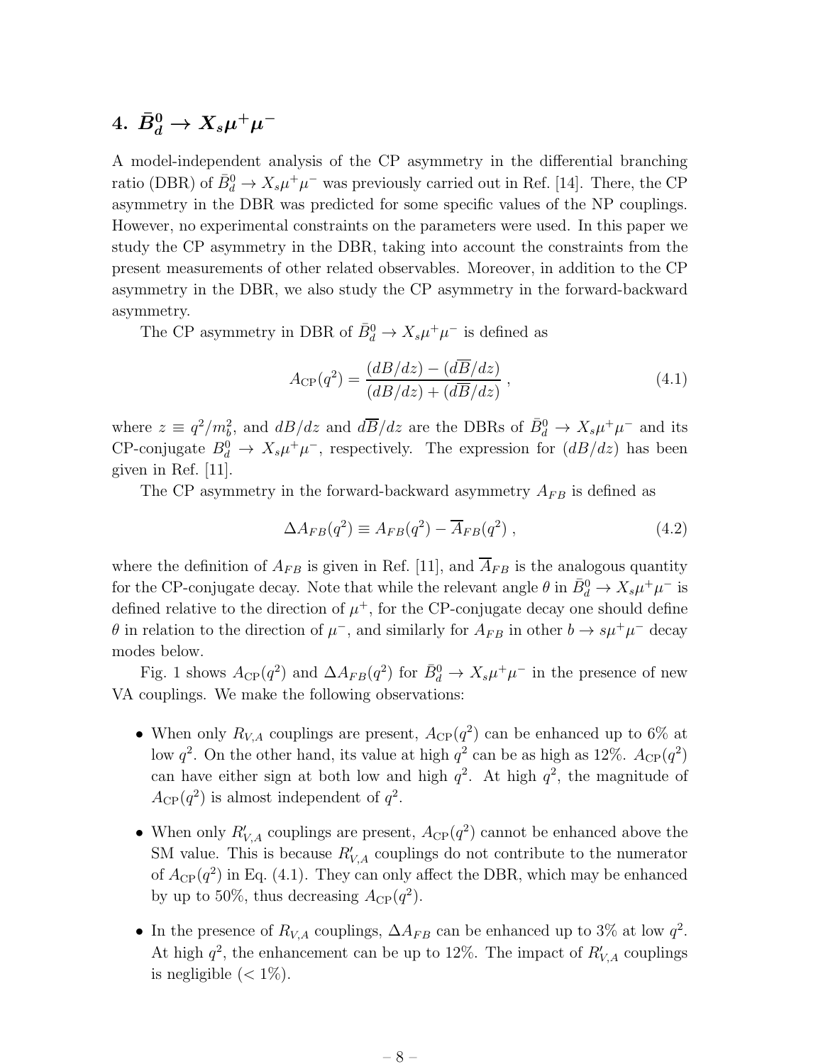## 4. $\bar{B}_d^0 \to X_s \mu^+ \mu^-$

A model-independent analysis of the CP asymmetry in the differential branching ratio (DBR) of $\bar{B}_d^0 \to X_s\mu^+\mu^-$ was previously carried out in Ref. [14]. There, the CP asymmetry in the DBR was predicted for some specific values of the NP couplings. However, no experimental constraints on the parameters were used. In this paper we study the CP asymmetry in the DBR, taking into account the constraints from the present measurements of other related observables. Moreover, in addition to the CP asymmetry in the DBR, we also study the CP asymmetry in the forward-backward asymmetry.

The CP asymmetry in DBR of $\bar{B}_d^0 \to X_s\mu^+\mu^-$ is defined as

$$A_{\rm CP}(q^2) = \frac{(dB/dz) - (d\overline{B}/dz)}{(dB/dz) + (d\overline{B}/dz)} \;, \tag{4.1}$$

where $z \equiv q^2/m_b^2$, and $dB/dz$ and $d\overline{B}/dz$ are the DBRs of $\bar{B}_d^0 \to X_s\mu^+\mu^-$ and its CP-conjugate $B_d^0 \to X_s\mu^+\mu^-$, respectively. The expression for $(dB/dz)$ has been given in Ref. [11].

The CP asymmetry in the forward-backward asymmetry $A_{FB}$ is defined as

$$\Delta A_{FB}(q^2) \equiv A_{FB}(q^2) - \overline{A}_{FB}(q^2) \;, \tag{4.2}$$

where the definition of $A_{FB}$ is given in Ref. [11], and $\overline{A}_{FB}$ is the analogous quantity for the CP-conjugate decay. Note that while the relevant angle $\theta$ in $\bar{B}_d^0 \to X_s\mu^+\mu^-$ is defined relative to the direction of $\mu^+$, for the CP-conjugate decay one should define $\theta$ in relation to the direction of $\mu^-$, and similarly for $A_{FB}$ in other $b \to s\mu^+\mu^-$ decay modes below.

Fig. 1 shows $A_{\rm CP}(q^2)$ and $\Delta A_{FB}(q^2)$ for $\bar{B}_d^0 \to X_s\mu^+\mu^-$ in the presence of new VA couplings. We make the following observations:

- When only $R_{V,A}$ couplings are present, $A_{\rm CP}(q^2)$ can be enhanced up to 6% at low $q^2$. On the other hand, its value at high $q^2$ can be as high as 12%. $A_{\rm CP}(q^2)$ can have either sign at both low and high $q^2$. At high $q^2$, the magnitude of $A_{\rm CP}(q^2)$ is almost independent of $q^2$.
- When only $R'_{V,A}$ couplings are present, $A_{\rm CP}(q^2)$ cannot be enhanced above the SM value. This is because $R'_{V,A}$ couplings do not contribute to the numerator of $A_{\rm CP}(q^2)$ in Eq. (4.1). They can only affect the DBR, which may be enhanced by up to 50%, thus decreasing $A_{\rm CP}(q^2)$.
- In the presence of $R_{V,A}$ couplings, $\Delta A_{FB}$ can be enhanced up to 3% at low $q^2$. At high $q^2$, the enhancement can be up to 12%. The impact of $R'_{V,A}$ couplings is negligible ($< 1\%$).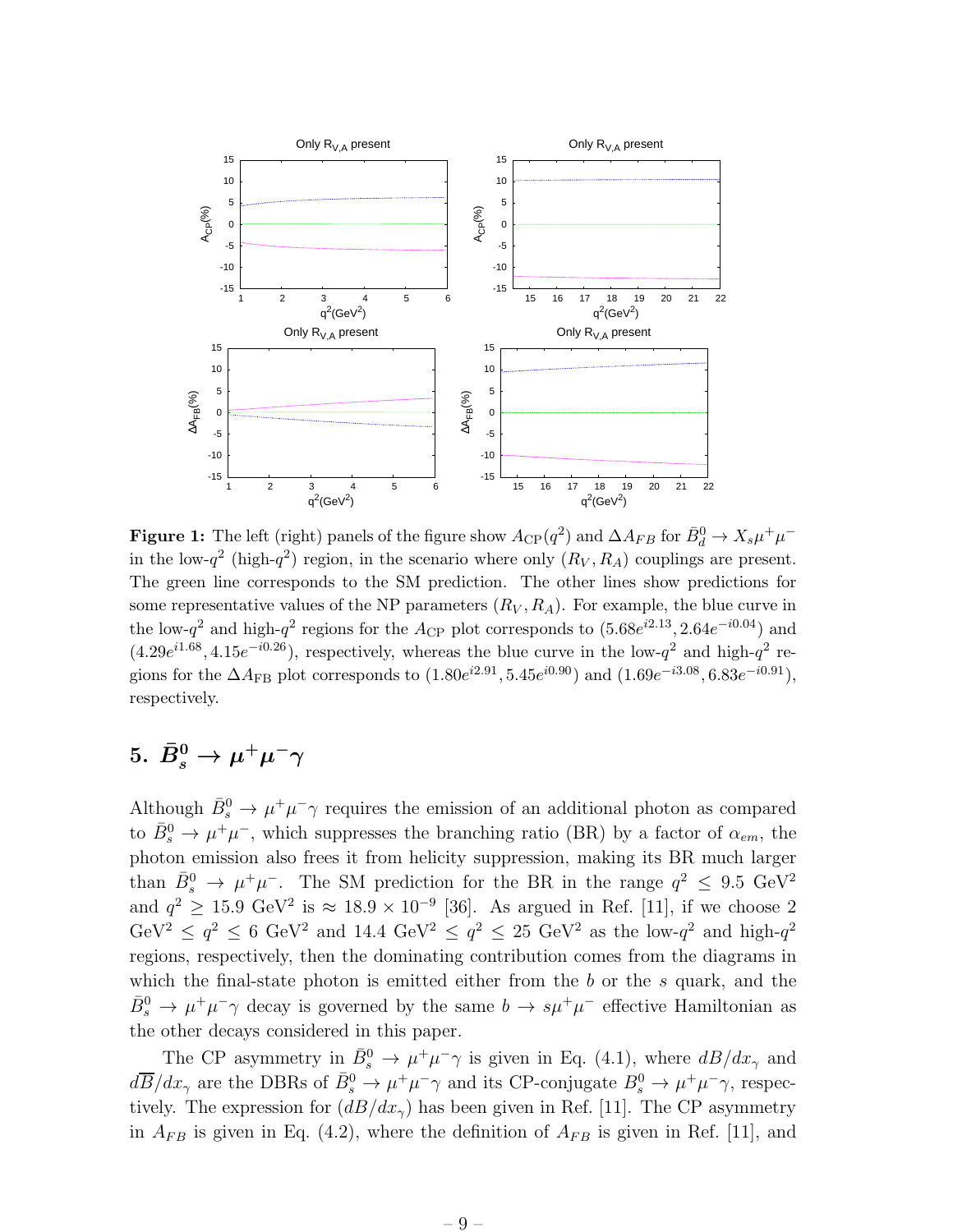**Figure 1:** The left (right) panels of the figure show $A_{\rm CP}(q^2)$ and $\Delta A_{FB}$ for $\bar{B}^0_d \to X_s \mu^+ \mu^-$ in the low-$q^2$ (high-$q^2$) region, in the scenario where only $(R_V, R_A)$ couplings are present. The green line corresponds to the SM prediction. The other lines show predictions for some representative values of the NP parameters $(R_V, R_A)$. For example, the blue curve in the low-$q^2$ and high-$q^2$ regions for the $A_{\rm CP}$ plot corresponds to $(5.68 e^{i2.13}, 2.64 e^{-i0.04})$ and $(4.29 e^{i1.68}, 4.15 e^{-i0.26})$, respectively, whereas the blue curve in the low-$q^2$ and high-$q^2$ regions for the $\Delta A_{\rm FB}$ plot corresponds to $(1.80 e^{i2.91}, 5.45 e^{i0.90})$ and $(1.69 e^{-i3.08}, 6.83 e^{-i0.91})$, respectively.

## 5. $\bar{B}^0_s \to \mu^+ \mu^- \gamma$

Although $\bar{B}^0_s \to \mu^+ \mu^- \gamma$ requires the emission of an additional photon as compared to $\bar{B}^0_s \to \mu^+ \mu^-$, which suppresses the branching ratio (BR) by a factor of $\alpha_{em}$, the photon emission also frees it from helicity suppression, making its BR much larger than $\bar{B}^0_s \to \mu^+ \mu^-$. The SM prediction for the BR in the range $q^2 \le 9.5$ GeV$^2$ and $q^2 \ge 15.9$ GeV$^2$ is $\approx 18.9 \times 10^{-9}$ [36]. As argued in Ref. [11], if we choose 2 GeV$^2$ $\le q^2 \le 6$ GeV$^2$ and 14.4 GeV$^2$ $\le q^2 \le 25$ GeV$^2$ as the low-$q^2$ and high-$q^2$ regions, respectively, then the dominating contribution comes from the diagrams in which the final-state photon is emitted either from the $b$ or the $s$ quark, and the $\bar{B}^0_s \to \mu^+ \mu^- \gamma$ decay is governed by the same $b \to s \mu^+ \mu^-$ effective Hamiltonian as the other decays considered in this paper.

The CP asymmetry in $\bar{B}^0_s \to \mu^+ \mu^- \gamma$ is given in Eq. (4.1), where $dB/dx_\gamma$ and $d\overline{B}/dx_\gamma$ are the DBRs of $\bar{B}^0_s \to \mu^+ \mu^- \gamma$ and its CP-conjugate $B^0_s \to \mu^+ \mu^- \gamma$, respectively. The expression for $(dB/dx_\gamma)$ has been given in Ref. [11]. The CP asymmetry in $A_{FB}$ is given in Eq. (4.2), where the definition of $A_{FB}$ is given in Ref. [11], and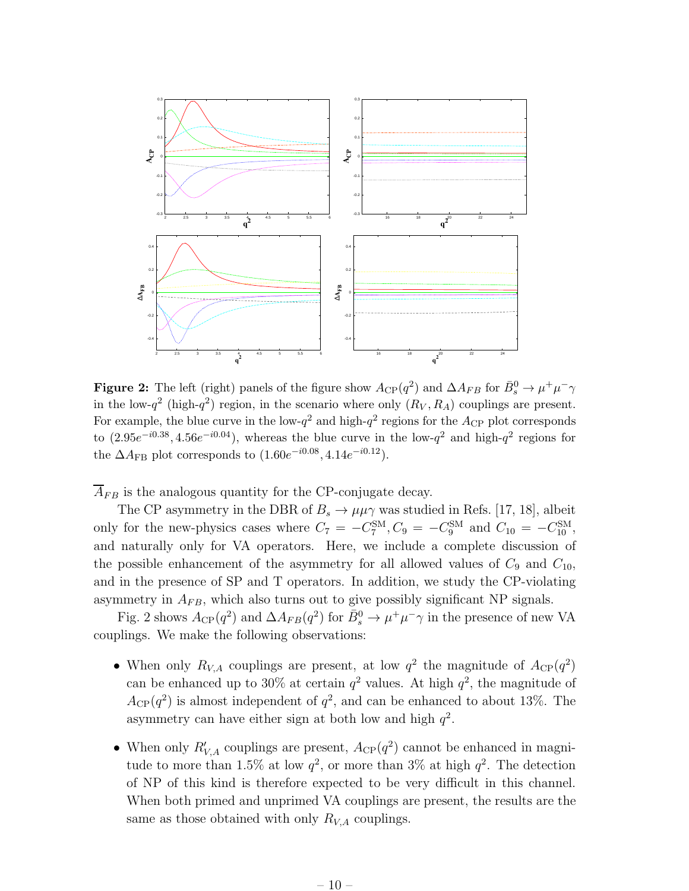**Figure 2:** The left (right) panels of the figure show $A_{\rm CP}(q^2)$ and $\Delta A_{FB}$ for $\bar{B}_s^0 \to \mu^+\mu^-\gamma$ in the low-$q^2$ (high-$q^2$) region, in the scenario where only $(R_V, R_A)$ couplings are present. For example, the blue curve in the low-$q^2$ and high-$q^2$ regions for the $A_{\rm CP}$ plot corresponds to $(2.95e^{-i0.38}, 4.56e^{-i0.04})$, whereas the blue curve in the low-$q^2$ and high-$q^2$ regions for the $\Delta A_{\rm FB}$ plot corresponds to $(1.60e^{-i0.08}, 4.14e^{-i0.12})$.

$\overline{A}_{FB}$ is the analogous quantity for the CP-conjugate decay.

The CP asymmetry in the DBR of $B_s \to \mu\mu\gamma$ was studied in Refs. [17, 18], albeit only for the new-physics cases where $C_7 = -C_7^{\rm SM}, C_9 = -C_9^{\rm SM}$ and $C_{10} = -C_{10}^{\rm SM}$, and naturally only for VA operators. Here, we include a complete discussion of the possible enhancement of the asymmetry for all allowed values of $C_9$ and $C_{10}$, and in the presence of SP and T operators. In addition, we study the CP-violating asymmetry in $A_{FB}$, which also turns out to give possibly significant NP signals.

Fig. 2 shows $A_{\rm CP}(q^2)$ and $\Delta A_{FB}(q^2)$ for $\bar{B}_s^0 \to \mu^+\mu^-\gamma$ in the presence of new VA couplings. We make the following observations:

- When only $R_{V,A}$ couplings are present, at low $q^2$ the magnitude of $A_{\rm CP}(q^2)$ can be enhanced up to 30% at certain $q^2$ values. At high $q^2$, the magnitude of $A_{\rm CP}(q^2)$ is almost independent of $q^2$, and can be enhanced to about 13%. The asymmetry can have either sign at both low and high $q^2$.
- When only $R'_{V,A}$ couplings are present, $A_{\rm CP}(q^2)$ cannot be enhanced in magnitude to more than 1.5% at low $q^2$, or more than 3% at high $q^2$. The detection of NP of this kind is therefore expected to be very difficult in this channel. When both primed and unprimed VA couplings are present, the results are the same as those obtained with only $R_{V,A}$ couplings.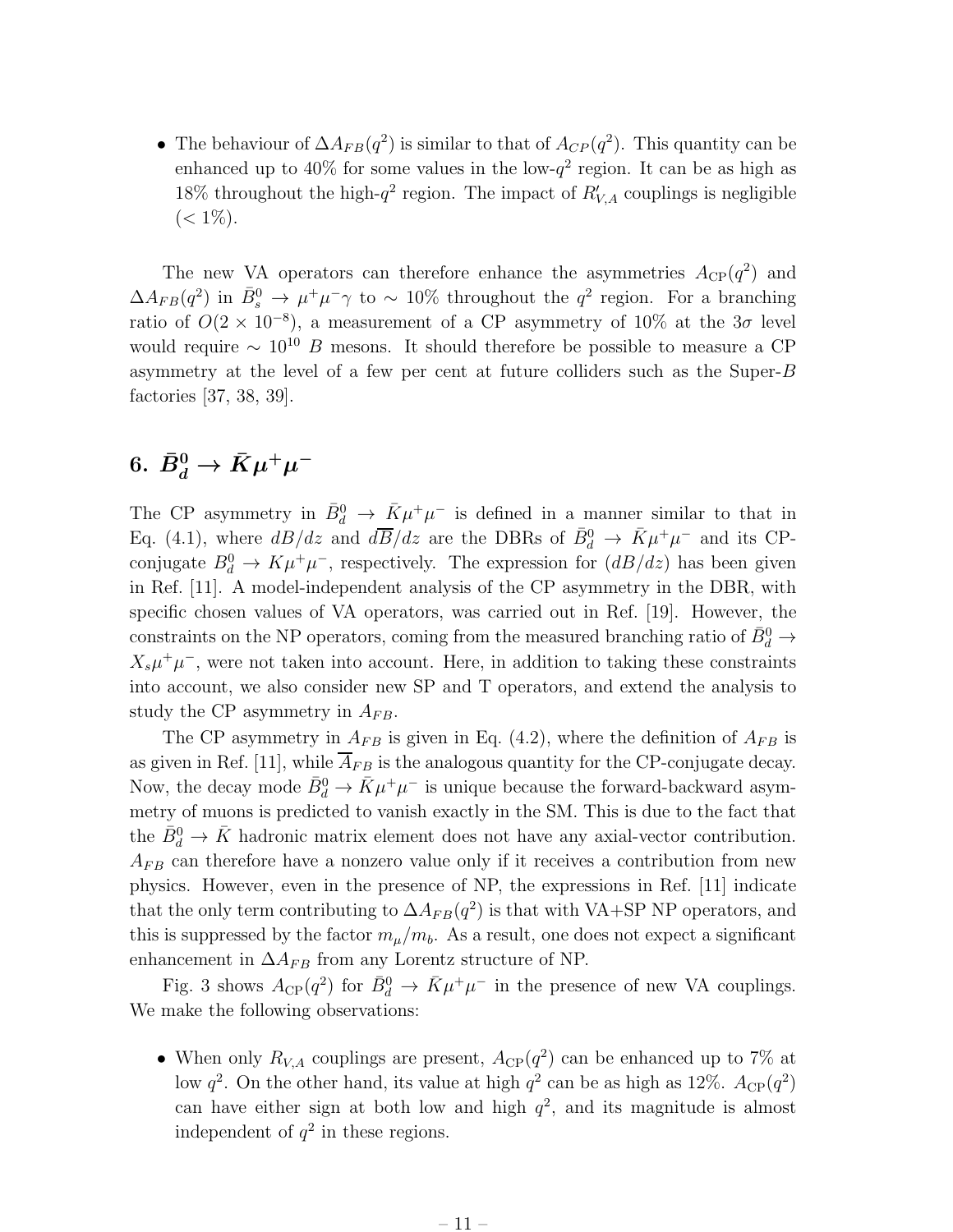- The behaviour of $\Delta A_{FB}(q^2)$ is similar to that of $A_{CP}(q^2)$. This quantity can be enhanced up to 40% for some values in the low-$q^2$ region. It can be as high as 18% throughout the high-$q^2$ region. The impact of $R'_{V,A}$ couplings is negligible ($< 1\%$).

The new VA operators can therefore enhance the asymmetries $A_{\rm CP}(q^2)$ and $\Delta A_{FB}(q^2)$ in $\bar{B}_s^0 \to \mu^+\mu^-\gamma$ to $\sim 10\%$ throughout the $q^2$ region. For a branching ratio of $O(2 \times 10^{-8})$, a measurement of a CP asymmetry of 10% at the $3\sigma$ level would require $\sim 10^{10}$ $B$ mesons. It should therefore be possible to measure a CP asymmetry at the level of a few per cent at future colliders such as the Super-$B$ factories [37, 38, 39].

# 6. $\bar{B}_d^0 \to \bar{K}\mu^+\mu^-$

The CP asymmetry in $\bar{B}_d^0 \to \bar{K}\mu^+\mu^-$ is defined in a manner similar to that in Eq. (4.1), where $dB/dz$ and $d\overline{B}/dz$ are the DBRs of $\bar{B}_d^0 \to \bar{K}\mu^+\mu^-$ and its CP-conjugate $B_d^0 \to K\mu^+\mu^-$, respectively. The expression for $(dB/dz)$ has been given in Ref. [11]. A model-independent analysis of the CP asymmetry in the DBR, with specific chosen values of VA operators, was carried out in Ref. [19]. However, the constraints on the NP operators, coming from the measured branching ratio of $\bar{B}_d^0 \to X_s\mu^+\mu^-$, were not taken into account. Here, in addition to taking these constraints into account, we also consider new SP and T operators, and extend the analysis to study the CP asymmetry in $A_{FB}$.

The CP asymmetry in $A_{FB}$ is given in Eq. (4.2), where the definition of $A_{FB}$ is as given in Ref. [11], while $\overline{A}_{FB}$ is the analogous quantity for the CP-conjugate decay. Now, the decay mode $\bar{B}_d^0 \to \bar{K}\mu^+\mu^-$ is unique because the forward-backward asymmetry of muons is predicted to vanish exactly in the SM. This is due to the fact that the $\bar{B}_d^0 \to \bar{K}$ hadronic matrix element does not have any axial-vector contribution. $A_{FB}$ can therefore have a nonzero value only if it receives a contribution from new physics. However, even in the presence of NP, the expressions in Ref. [11] indicate that the only term contributing to $\Delta A_{FB}(q^2)$ is that with VA+SP NP operators, and this is suppressed by the factor $m_\mu/m_b$. As a result, one does not expect a significant enhancement in $\Delta A_{FB}$ from any Lorentz structure of NP.

Fig. 3 shows $A_{\rm CP}(q^2)$ for $\bar{B}_d^0 \to \bar{K}\mu^+\mu^-$ in the presence of new VA couplings. We make the following observations:

- When only $R_{V,A}$ couplings are present, $A_{\rm CP}(q^2)$ can be enhanced up to 7% at low $q^2$. On the other hand, its value at high $q^2$ can be as high as 12%. $A_{\rm CP}(q^2)$ can have either sign at both low and high $q^2$, and its magnitude is almost independent of $q^2$ in these regions.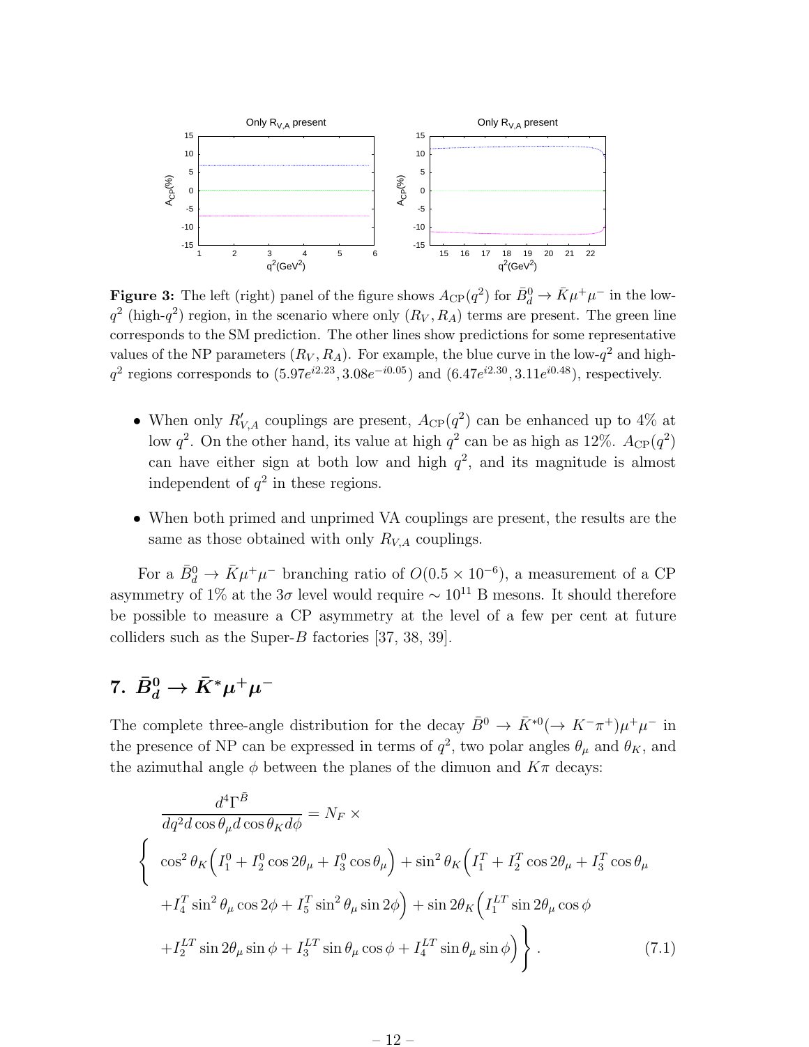**Figure 3:** The left (right) panel of the figure shows $A_{\rm CP}(q^2)$ for $\bar{B}_d^0 \to \bar{K}\mu^+\mu^-$ in the low-$q^2$ (high-$q^2$) region, in the scenario where only $(R_V, R_A)$ terms are present. The green line corresponds to the SM prediction. The other lines show predictions for some representative values of the NP parameters $(R_V, R_A)$. For example, the blue curve in the low-$q^2$ and high-$q^2$ regions corresponds to $(5.97e^{i2.23}, 3.08e^{-i0.05})$ and $(6.47e^{i2.30}, 3.11e^{i0.48})$, respectively.

- When only $R'_{V,A}$ couplings are present, $A_{\rm CP}(q^2)$ can be enhanced up to 4% at low $q^2$. On the other hand, its value at high $q^2$ can be as high as 12%. $A_{\rm CP}(q^2)$ can have either sign at both low and high $q^2$, and its magnitude is almost independent of $q^2$ in these regions.
- When both primed and unprimed VA couplings are present, the results are the same as those obtained with only $R_{V,A}$ couplings.

For a $\bar{B}_d^0 \to \bar{K}\mu^+\mu^-$ branching ratio of $O(0.5 \times 10^{-6})$, a measurement of a CP asymmetry of 1% at the $3\sigma$ level would require $\sim 10^{11}$ B mesons. It should therefore be possible to measure a CP asymmetry at the level of a few per cent at future colliders such as the Super-$B$ factories [37, 38, 39].

# 7. $\bar{B}_d^0 \to \bar{K}^*\mu^+\mu^-$

The complete three-angle distribution for the decay $\bar{B}^0 \to \bar{K}^{*0}(\to K^-\pi^+)\mu^+\mu^-$ in the presence of NP can be expressed in terms of $q^2$, two polar angles $\theta_\mu$ and $\theta_K$, and the azimuthal angle $\phi$ between the planes of the dimuon and $K\pi$ decays:

$$
\begin{aligned}
&\frac{d^4\Gamma^{\bar{B}}}{dq^2 d\cos\theta_\mu d\cos\theta_K d\phi} = N_F \times \\
&\Bigg\{ \cos^2\theta_K \Big( I_1^0 + I_2^0 \cos 2\theta_\mu + I_3^0 \cos\theta_\mu \Big) + \sin^2\theta_K \Big( I_1^T + I_2^T \cos 2\theta_\mu + I_3^T \cos\theta_\mu \\
&+ I_4^T \sin^2\theta_\mu \cos 2\phi + I_5^T \sin^2\theta_\mu \sin 2\phi \Big) + \sin 2\theta_K \Big( I_1^{LT} \sin 2\theta_\mu \cos\phi \\
&+ I_2^{LT} \sin 2\theta_\mu \sin\phi + I_3^{LT} \sin\theta_\mu \cos\phi + I_4^{LT} \sin\theta_\mu \sin\phi \Big) \Bigg\} . \qquad (7.1)
\end{aligned}
$$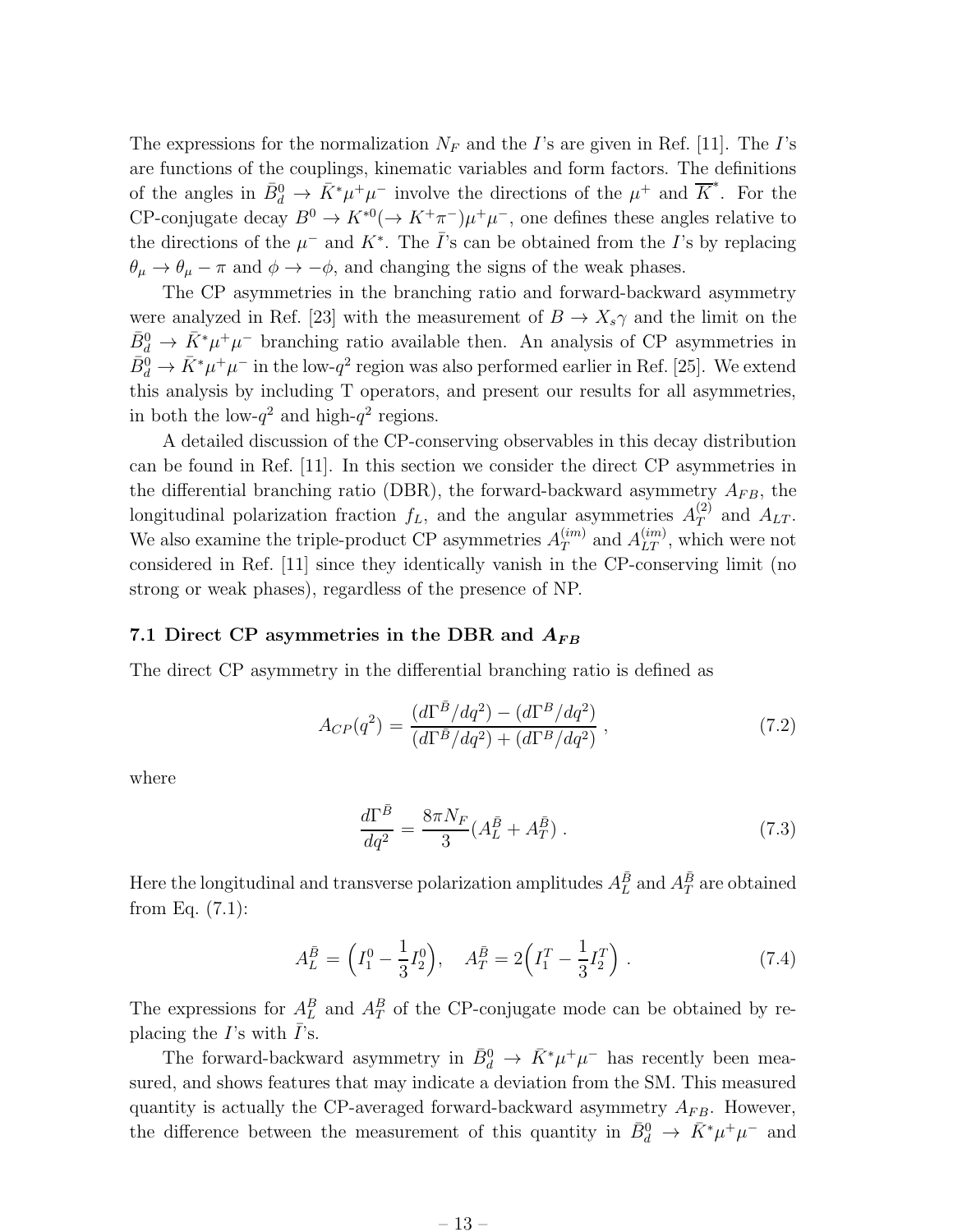The expressions for the normalization $N_F$ and the $I$'s are given in Ref. [11]. The $I$'s are functions of the couplings, kinematic variables and form factors. The definitions of the angles in $\bar{B}_d^0 \to \bar{K}^* \mu^+ \mu^-$ involve the directions of the $\mu^+$ and $\overline{K}^*$. For the CP-conjugate decay $B^0 \to K^{*0}(\to K^+\pi^-)\mu^+\mu^-$, one defines these angles relative to the directions of the $\mu^-$ and $K^*$. The $\bar{I}$'s can be obtained from the $I$'s by replacing $\theta_\mu \to \theta_\mu - \pi$ and $\phi \to -\phi$, and changing the signs of the weak phases.

The CP asymmetries in the branching ratio and forward-backward asymmetry were analyzed in Ref. [23] with the measurement of $B \to X_s \gamma$ and the limit on the $\bar{B}_d^0 \to \bar{K}^* \mu^+ \mu^-$ branching ratio available then. An analysis of CP asymmetries in $\bar{B}_d^0 \to \bar{K}^* \mu^+ \mu^-$ in the low-$q^2$ region was also performed earlier in Ref. [25]. We extend this analysis by including T operators, and present our results for all asymmetries, in both the low-$q^2$ and high-$q^2$ regions.

A detailed discussion of the CP-conserving observables in this decay distribution can be found in Ref. [11]. In this section we consider the direct CP asymmetries in the differential branching ratio (DBR), the forward-backward asymmetry $A_{FB}$, the longitudinal polarization fraction $f_L$, and the angular asymmetries $A_T^{(2)}$ and $A_{LT}$. We also examine the triple-product CP asymmetries $A_T^{(im)}$ and $A_{LT}^{(im)}$, which were not considered in Ref. [11] since they identically vanish in the CP-conserving limit (no strong or weak phases), regardless of the presence of NP.

### 7.1 Direct CP asymmetries in the DBR and $A_{FB}$

The direct CP asymmetry in the differential branching ratio is defined as

$$A_{CP}(q^2) = \frac{(d\Gamma^{\bar{B}}/dq^2) - (d\Gamma^{B}/dq^2)}{(d\Gamma^{\bar{B}}/dq^2) + (d\Gamma^{B}/dq^2)} \,, \tag{7.2}$$

where

$$\frac{d\Gamma^{\bar{B}}}{dq^2} = \frac{8\pi N_F}{3}(A_L^{\bar{B}} + A_T^{\bar{B}}) \,. \tag{7.3}$$

Here the longitudinal and transverse polarization amplitudes $A_L^{\bar{B}}$ and $A_T^{\bar{B}}$ are obtained from Eq. (7.1):

$$A_L^{\bar{B}} = \Big(I_1^0 - \frac{1}{3}I_2^0\Big), \quad A_T^{\bar{B}} = 2\Big(I_1^T - \frac{1}{3}I_2^T\Big) \,. \tag{7.4}$$

The expressions for $A_L^B$ and $A_T^B$ of the CP-conjugate mode can be obtained by replacing the $I$'s with $\bar{I}$'s.

The forward-backward asymmetry in $\bar{B}_d^0 \to \bar{K}^* \mu^+ \mu^-$ has recently been measured, and shows features that may indicate a deviation from the SM. This measured quantity is actually the CP-averaged forward-backward asymmetry $A_{FB}$. However, the difference between the measurement of this quantity in $\bar{B}_d^0 \to \bar{K}^* \mu^+ \mu^-$ and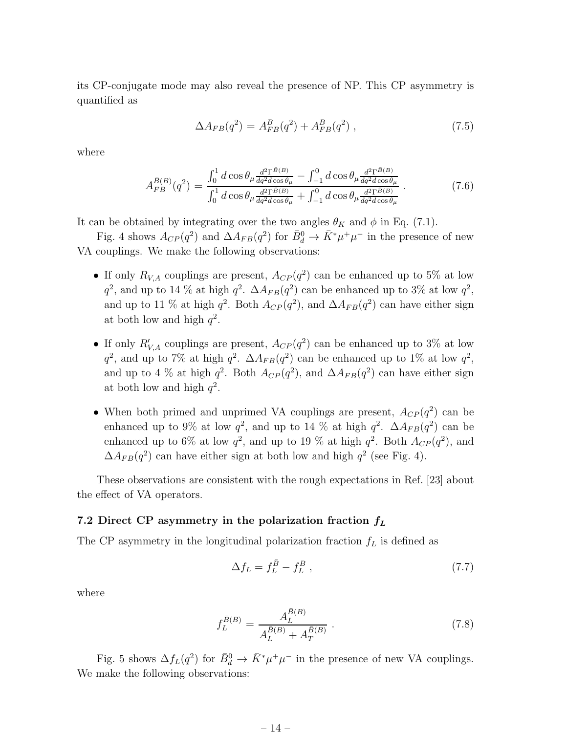its CP-conjugate mode may also reveal the presence of NP. This CP asymmetry is quantified as

$$\Delta A_{FB}(q^2) = A_{FB}^{\bar{B}}(q^2) + A_{FB}^{B}(q^2) \; , \tag{7.5}$$

where

$$A_{FB}^{\bar{B}(B)}(q^2) = \frac{\int_0^1 d\cos\theta_\mu \frac{d^2\Gamma^{\bar{B}(B)}}{dq^2 d\cos\theta_\mu} - \int_{-1}^0 d\cos\theta_\mu \frac{d^2\Gamma^{\bar{B}(B)}}{dq^2 d\cos\theta_\mu}}{\int_0^1 d\cos\theta_\mu \frac{d^2\Gamma^{\bar{B}(B)}}{dq^2 d\cos\theta_\mu} + \int_{-1}^0 d\cos\theta_\mu \frac{d^2\Gamma^{\bar{B}(B)}}{dq^2 d\cos\theta_\mu}} \; . \tag{7.6}$$

It can be obtained by integrating over the two angles $\theta_K$ and $\phi$ in Eq. (7.1).

Fig. 4 shows $A_{CP}(q^2)$ and $\Delta A_{FB}(q^2)$ for $\bar{B}_d^0 \to \bar{K}^* \mu^+ \mu^-$ in the presence of new VA couplings. We make the following observations:

- If only $R_{V,A}$ couplings are present, $A_{CP}(q^2)$ can be enhanced up to 5% at low $q^2$, and up to 14 % at high $q^2$. $\Delta A_{FB}(q^2)$ can be enhanced up to 3% at low $q^2$, and up to 11 % at high $q^2$. Both $A_{CP}(q^2)$, and $\Delta A_{FB}(q^2)$ can have either sign at both low and high $q^2$.
- If only $R'_{V,A}$ couplings are present, $A_{CP}(q^2)$ can be enhanced up to 3% at low $q^2$, and up to 7% at high $q^2$. $\Delta A_{FB}(q^2)$ can be enhanced up to 1% at low $q^2$, and up to 4 % at high $q^2$. Both $A_{CP}(q^2)$, and $\Delta A_{FB}(q^2)$ can have either sign at both low and high $q^2$.
- When both primed and unprimed VA couplings are present, $A_{CP}(q^2)$ can be enhanced up to 9% at low $q^2$, and up to 14 % at high $q^2$. $\Delta A_{FB}(q^2)$ can be enhanced up to 6% at low $q^2$, and up to 19 % at high $q^2$. Both $A_{CP}(q^2)$, and $\Delta A_{FB}(q^2)$ can have either sign at both low and high $q^2$ (see Fig. 4).

These observations are consistent with the rough expectations in Ref. [23] about the effect of VA operators.

### 7.2 Direct CP asymmetry in the polarization fraction $f_L$

The CP asymmetry in the longitudinal polarization fraction $f_L$ is defined as

$$\Delta f_L = f_L^{\bar{B}} - f_L^{B} \; , \tag{7.7}$$

where

$$f_L^{\bar{B}(B)} = \frac{A_L^{\bar{B}(B)}}{A_L^{\bar{B}(B)} + A_T^{\bar{B}(B)}} \; . \tag{7.8}$$

Fig. 5 shows $\Delta f_L(q^2)$ for $\bar{B}_d^0 \to \bar{K}^* \mu^+ \mu^-$ in the presence of new VA couplings. We make the following observations: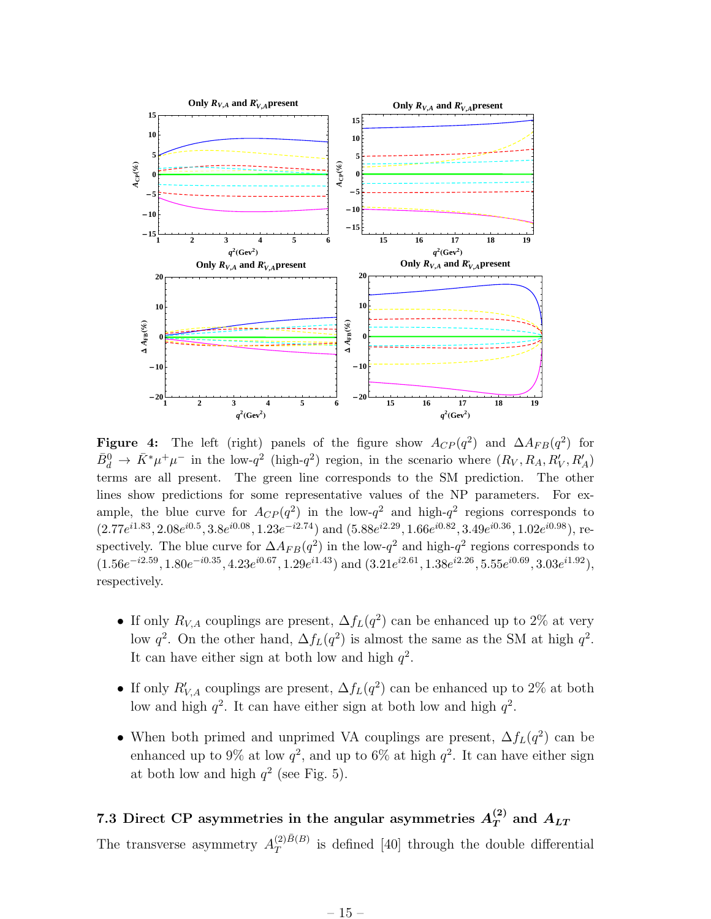**Figure 4:** The left (right) panels of the figure show $A_{CP}(q^2)$ and $\Delta A_{FB}(q^2)$ for $\bar{B}_d^0 \to \bar{K}^* \mu^+ \mu^-$ in the low-$q^2$ (high-$q^2$) region, in the scenario where $(R_V, R_A, R'_V, R'_A)$ terms are all present. The green line corresponds to the SM prediction. The other lines show predictions for some representative values of the NP parameters. For example, the blue curve for $A_{CP}(q^2)$ in the low-$q^2$ and high-$q^2$ regions corresponds to $(2.77 e^{i1.83}, 2.08 e^{i0.5}, 3.8 e^{i0.08}, 1.23 e^{-i2.74})$ and $(5.88 e^{i2.29}, 1.66 e^{i0.82}, 3.49 e^{i0.36}, 1.02 e^{i0.98})$, respectively. The blue curve for $\Delta A_{FB}(q^2)$ in the low-$q^2$ and high-$q^2$ regions corresponds to $(1.56 e^{-i2.59}, 1.80 e^{-i0.35}, 4.23 e^{i0.67}, 1.29 e^{i1.43})$ and $(3.21 e^{i2.61}, 1.38 e^{i2.26}, 5.55 e^{i0.69}, 3.03 e^{i1.92})$, respectively.

- If only $R_{V,A}$ couplings are present, $\Delta f_L(q^2)$ can be enhanced up to 2% at very low $q^2$. On the other hand, $\Delta f_L(q^2)$ is almost the same as the SM at high $q^2$. It can have either sign at both low and high $q^2$.
- If only $R'_{V,A}$ couplings are present, $\Delta f_L(q^2)$ can be enhanced up to 2% at both low and high $q^2$. It can have either sign at both low and high $q^2$.
- When both primed and unprimed VA couplings are present, $\Delta f_L(q^2)$ can be enhanced up to 9% at low $q^2$, and up to 6% at high $q^2$. It can have either sign at both low and high $q^2$ (see Fig. 5).

### 7.3 Direct CP asymmetries in the angular asymmetries $A_T^{(2)}$ and $A_{LT}$

The transverse asymmetry $A_T^{(2)\bar{B}(B)}$ is defined [40] through the double differential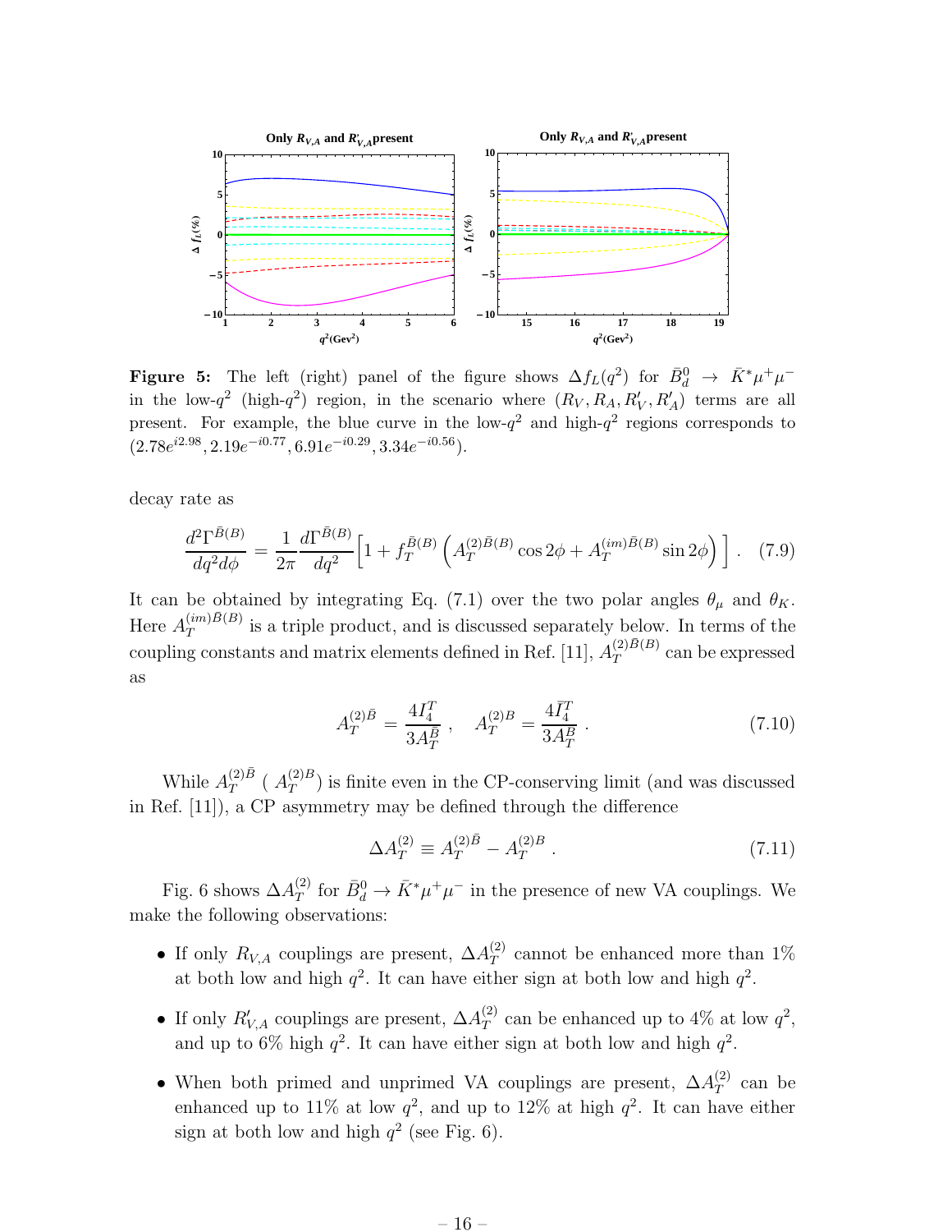**Figure 5:** The left (right) panel of the figure shows $\Delta f_L(q^2)$ for $\bar{B}_d^0 \to \bar{K}^* \mu^+\mu^-$ in the low-$q^2$ (high-$q^2$) region, in the scenario where $(R_V, R_A, R'_V, R'_A)$ terms are all present. For example, the blue curve in the low-$q^2$ and high-$q^2$ regions corresponds to $(2.78e^{i2.98}, 2.19e^{-i0.77}, 6.91e^{-i0.29}, 3.34e^{-i0.56})$.

decay rate as

$$\frac{d^2\Gamma^{\bar{B}(B)}}{dq^2 d\phi} = \frac{1}{2\pi}\frac{d\Gamma^{\bar{B}(B)}}{dq^2}\Big[1 + f_T^{\bar{B}(B)}\left(A_T^{(2)\bar{B}(B)}\cos 2\phi + A_T^{(im)\bar{B}(B)}\sin 2\phi\right)\Big] \ . \quad (7.9)$$

It can be obtained by integrating Eq. (7.1) over the two polar angles $\theta_\mu$ and $\theta_K$. Here $A_T^{(im)\bar{B}(B)}$ is a triple product, and is discussed separately below. In terms of the coupling constants and matrix elements defined in Ref. [11], $A_T^{(2)\bar{B}(B)}$ can be expressed as

$$A_T^{(2)\bar{B}} = \frac{4I_4^T}{3A_T^{\bar{B}}} \ , \quad A_T^{(2)B} = \frac{4\bar{I}_4^T}{3A_T^{B}} \ . \quad (7.10)$$

While $A_T^{(2)\bar{B}}$ ( $A_T^{(2)B}$) is finite even in the CP-conserving limit (and was discussed in Ref. [11]), a CP asymmetry may be defined through the difference

$$\Delta A_T^{(2)} \equiv A_T^{(2)\bar{B}} - A_T^{(2)B} \ . \quad (7.11)$$

Fig. 6 shows $\Delta A_T^{(2)}$ for $\bar{B}_d^0 \to \bar{K}^* \mu^+\mu^-$ in the presence of new VA couplings. We make the following observations:

- If only $R_{V,A}$ couplings are present, $\Delta A_T^{(2)}$ cannot be enhanced more than 1% at both low and high $q^2$. It can have either sign at both low and high $q^2$.
- If only $R'_{V,A}$ couplings are present, $\Delta A_T^{(2)}$ can be enhanced up to 4% at low $q^2$, and up to 6% high $q^2$. It can have either sign at both low and high $q^2$.
- When both primed and unprimed VA couplings are present, $\Delta A_T^{(2)}$ can be enhanced up to 11% at low $q^2$, and up to 12% at high $q^2$. It can have either sign at both low and high $q^2$ (see Fig. 6).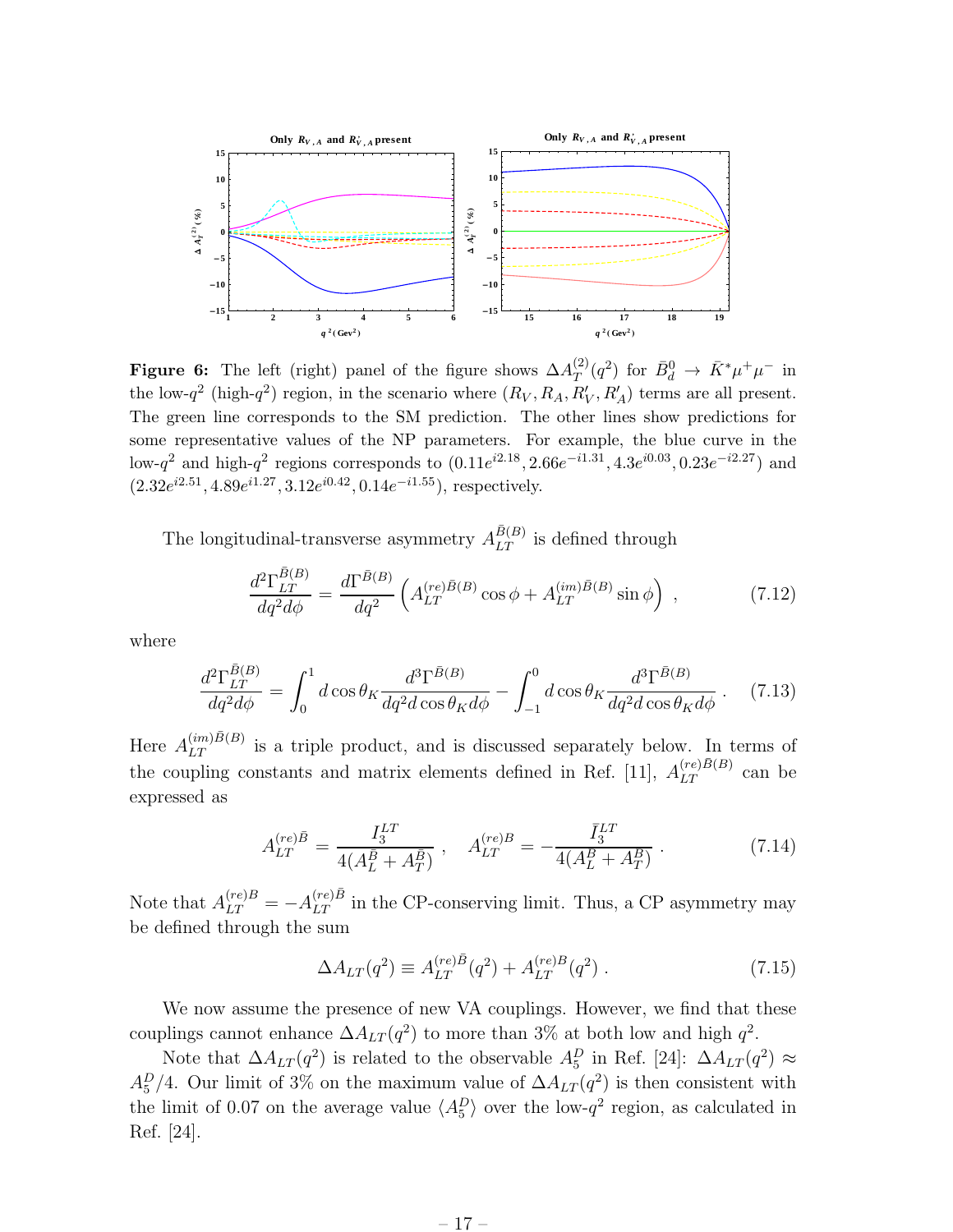**Figure 6:** The left (right) panel of the figure shows $\Delta A_T^{(2)}(q^2)$ for $\bar{B}_d^0 \to \bar{K}^* \mu^+ \mu^-$ in the low-$q^2$ (high-$q^2$) region, in the scenario where $(R_V, R_A, R'_V, R'_A)$ terms are all present. The green line corresponds to the SM prediction. The other lines show predictions for some representative values of the NP parameters. For example, the blue curve in the low-$q^2$ and high-$q^2$ regions corresponds to $(0.11e^{i2.18}, 2.66e^{-i1.31}, 4.3e^{i0.03}, 0.23e^{-i2.27})$ and $(2.32e^{i2.51}, 4.89e^{i1.27}, 3.12e^{i0.42}, 0.14e^{-i1.55})$, respectively.

The longitudinal-transverse asymmetry $A_{LT}^{\bar{B}(B)}$ is defined through

$$\frac{d^2\Gamma_{LT}^{\bar{B}(B)}}{dq^2 d\phi} = \frac{d\Gamma^{\bar{B}(B)}}{dq^2} \left( A_{LT}^{(re)\bar{B}(B)} \cos\phi + A_{LT}^{(im)\bar{B}(B)} \sin\phi \right) , \tag{7.12}$$

where

$$\frac{d^2\Gamma_{LT}^{\bar{B}(B)}}{dq^2 d\phi} = \int_0^1 d\cos\theta_K \frac{d^3\Gamma^{\bar{B}(B)}}{dq^2 d\cos\theta_K d\phi} - \int_{-1}^0 d\cos\theta_K \frac{d^3\Gamma^{\bar{B}(B)}}{dq^2 d\cos\theta_K d\phi} . \tag{7.13}$$

Here $A_{LT}^{(im)\bar{B}(B)}$ is a triple product, and is discussed separately below. In terms of the coupling constants and matrix elements defined in Ref. [11], $A_{LT}^{(re)\bar{B}(B)}$ can be expressed as

$$A_{LT}^{(re)\bar{B}} = \frac{I_3^{LT}}{4(A_L^{\bar{B}} + A_T^{\bar{B}})} , \quad A_{LT}^{(re)B} = -\frac{\bar{I}_3^{LT}}{4(A_L^B + A_T^B)} . \tag{7.14}$$

Note that $A_{LT}^{(re)B} = -A_{LT}^{(re)\bar{B}}$ in the CP-conserving limit. Thus, a CP asymmetry may be defined through the sum

$$\Delta A_{LT}(q^2) \equiv A_{LT}^{(re)\bar{B}}(q^2) + A_{LT}^{(re)B}(q^2) . \tag{7.15}$$

We now assume the presence of new VA couplings. However, we find that these couplings cannot enhance $\Delta A_{LT}(q^2)$ to more than 3% at both low and high $q^2$.

Note that $\Delta A_{LT}(q^2)$ is related to the observable $A_5^D$ in Ref. [24]: $\Delta A_{LT}(q^2) \approx A_5^D/4$. Our limit of 3% on the maximum value of $\Delta A_{LT}(q^2)$ is then consistent with the limit of 0.07 on the average value $\langle A_5^D \rangle$ over the low-$q^2$ region, as calculated in Ref. [24].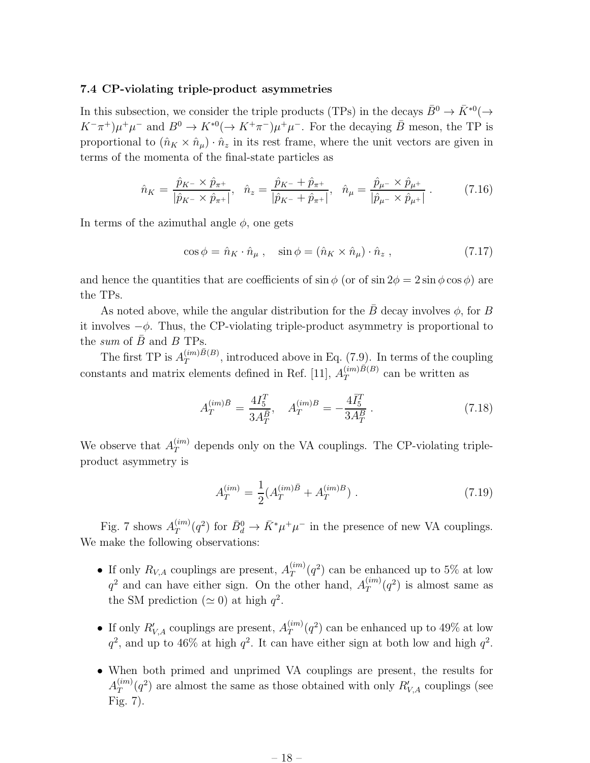### 7.4 CP-violating triple-product asymmetries

In this subsection, we consider the triple products (TPs) in the decays $\bar{B}^0 \to \bar{K}^{*0}(\to K^-\pi^+)\mu^+\mu^-$ and $B^0 \to K^{*0}(\to K^+\pi^-)\mu^+\mu^-$. For the decaying $\bar{B}$ meson, the TP is proportional to $(\hat{n}_K \times \hat{n}_\mu) \cdot \hat{n}_z$ in its rest frame, where the unit vectors are given in terms of the momenta of the final-state particles as

$$\hat{n}_K = \frac{\hat{p}_{K^-} \times \hat{p}_{\pi^+}}{|\hat{p}_{K^-} \times \hat{p}_{\pi^+}|}, \quad \hat{n}_z = \frac{\hat{p}_{K^-} + \hat{p}_{\pi^+}}{|\hat{p}_{K^-} + \hat{p}_{\pi^+}|}, \quad \hat{n}_\mu = \frac{\hat{p}_{\mu^-} \times \hat{p}_{\mu^+}}{|\hat{p}_{\mu^-} \times \hat{p}_{\mu^+}|} \; . \tag{7.16}$$

In terms of the azimuthal angle $\phi$, one gets

$$\cos\phi = \hat{n}_K \cdot \hat{n}_\mu \; , \quad \sin\phi = (\hat{n}_K \times \hat{n}_\mu) \cdot \hat{n}_z \; , \tag{7.17}$$

and hence the quantities that are coefficients of $\sin\phi$ (or of $\sin 2\phi = 2\sin\phi\cos\phi$) are the TPs.

As noted above, while the angular distribution for the $\bar{B}$ decay involves $\phi$, for $B$ it involves $-\phi$. Thus, the CP-violating triple-product asymmetry is proportional to the *sum* of $\bar{B}$ and $B$ TPs.

The first TP is $A_T^{(im)\bar{B}(B)}$, introduced above in Eq. (7.9). In terms of the coupling constants and matrix elements defined in Ref. [11], $A_T^{(im)\bar{B}(B)}$ can be written as

$$A_T^{(im)\bar{B}} = \frac{4 I_5^T}{3 A_T^{\bar{B}}}, \quad A_T^{(im)B} = -\frac{4 \bar{I}_5^T}{3 A_T^B} \; . \tag{7.18}$$

We observe that $A_T^{(im)}$ depends only on the VA couplings. The CP-violating triple-product asymmetry is

$$A_T^{(im)} = \frac{1}{2}(A_T^{(im)\bar{B}} + A_T^{(im)B}) \; . \tag{7.19}$$

Fig. 7 shows $A_T^{(im)}(q^2)$ for $\bar{B}_d^0 \to \bar{K}^*\mu^+\mu^-$ in the presence of new VA couplings. We make the following observations:

- If only $R_{V,A}$ couplings are present, $A_T^{(im)}(q^2)$ can be enhanced up to 5% at low $q^2$ and can have either sign. On the other hand, $A_T^{(im)}(q^2)$ is almost same as the SM prediction ($\simeq 0$) at high $q^2$.
- If only $R'_{V,A}$ couplings are present, $A_T^{(im)}(q^2)$ can be enhanced up to 49% at low $q^2$, and up to 46% at high $q^2$. It can have either sign at both low and high $q^2$.
- When both primed and unprimed VA couplings are present, the results for $A_T^{(im)}(q^2)$ are almost the same as those obtained with only $R'_{V,A}$ couplings (see Fig. 7).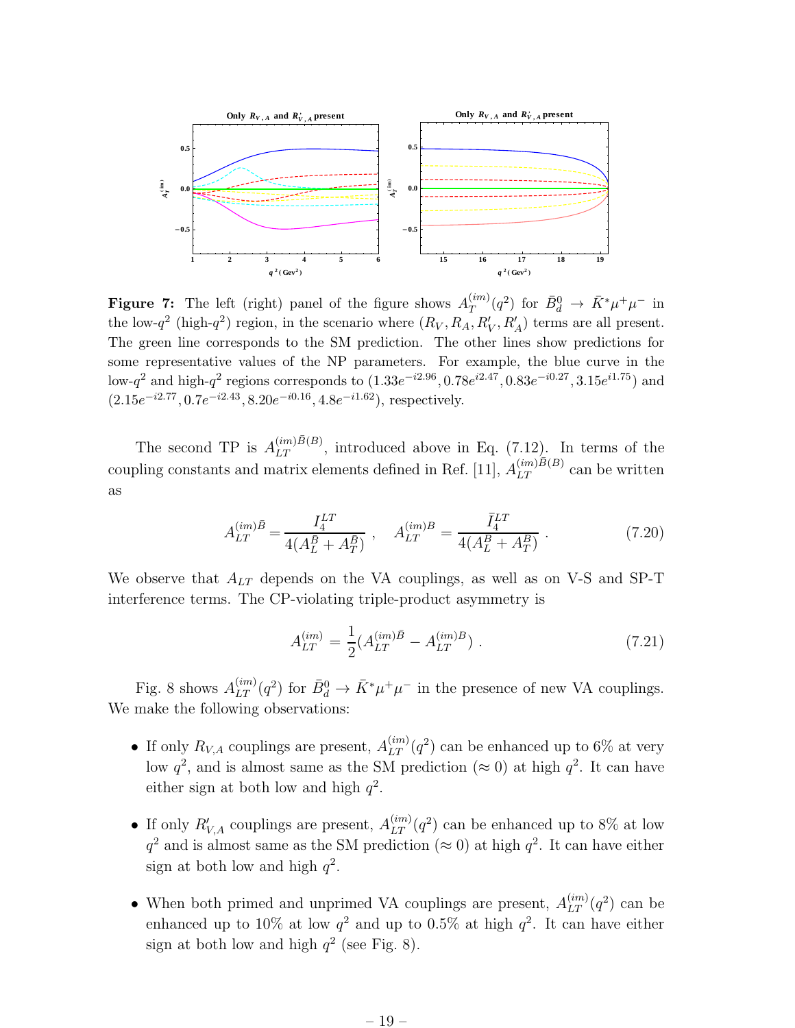**Figure 7:** The left (right) panel of the figure shows $A_T^{(im)}(q^2)$ for $\bar{B}_d^0 \to \bar{K}^* \mu^+ \mu^-$ in the low-$q^2$ (high-$q^2$) region, in the scenario where $(R_V, R_A, R'_V, R'_A)$ terms are all present. The green line corresponds to the SM prediction. The other lines show predictions for some representative values of the NP parameters. For example, the blue curve in the low-$q^2$ and high-$q^2$ regions corresponds to $(1.33e^{-i2.96}, 0.78e^{i2.47}, 0.83e^{-i0.27}, 3.15e^{i1.75})$ and $(2.15e^{-i2.77}, 0.7e^{-i2.43}, 8.20e^{-i0.16}, 4.8e^{-i1.62})$, respectively.

The second TP is $A_{LT}^{(im)\bar{B}(B)}$, introduced above in Eq. (7.12). In terms of the coupling constants and matrix elements defined in Ref. [11], $A_{LT}^{(im)\bar{B}(B)}$ can be written as

$$A_{LT}^{(im)\bar{B}} = \frac{I_4^{LT}}{4(A_L^B + A_T^B)} \ , \quad A_{LT}^{(im)B} = \frac{\bar{I}_4^{LT}}{4(A_L^B + A_T^B)} \ . \tag{7.20}$$

We observe that $A_{LT}$ depends on the VA couplings, as well as on V-S and SP-T interference terms. The CP-violating triple-product asymmetry is

$$A_{LT}^{(im)} = \frac{1}{2}(A_{LT}^{(im)\bar{B}} - A_{LT}^{(im)B}) \ . \tag{7.21}$$

Fig. 8 shows $A_{LT}^{(im)}(q^2)$ for $\bar{B}_d^0 \to \bar{K}^* \mu^+ \mu^-$ in the presence of new VA couplings. We make the following observations:

- If only $R_{V,A}$ couplings are present, $A_{LT}^{(im)}(q^2)$ can be enhanced up to 6% at very low $q^2$, and is almost same as the SM prediction ($\approx 0$) at high $q^2$. It can have either sign at both low and high $q^2$.

- If only $R'_{V,A}$ couplings are present, $A_{LT}^{(im)}(q^2)$ can be enhanced up to 8% at low $q^2$ and is almost same as the SM prediction ($\approx 0$) at high $q^2$. It can have either sign at both low and high $q^2$.

- When both primed and unprimed VA couplings are present, $A_{LT}^{(im)}(q^2)$ can be enhanced up to 10% at low $q^2$ and up to 0.5% at high $q^2$. It can have either sign at both low and high $q^2$ (see Fig. 8).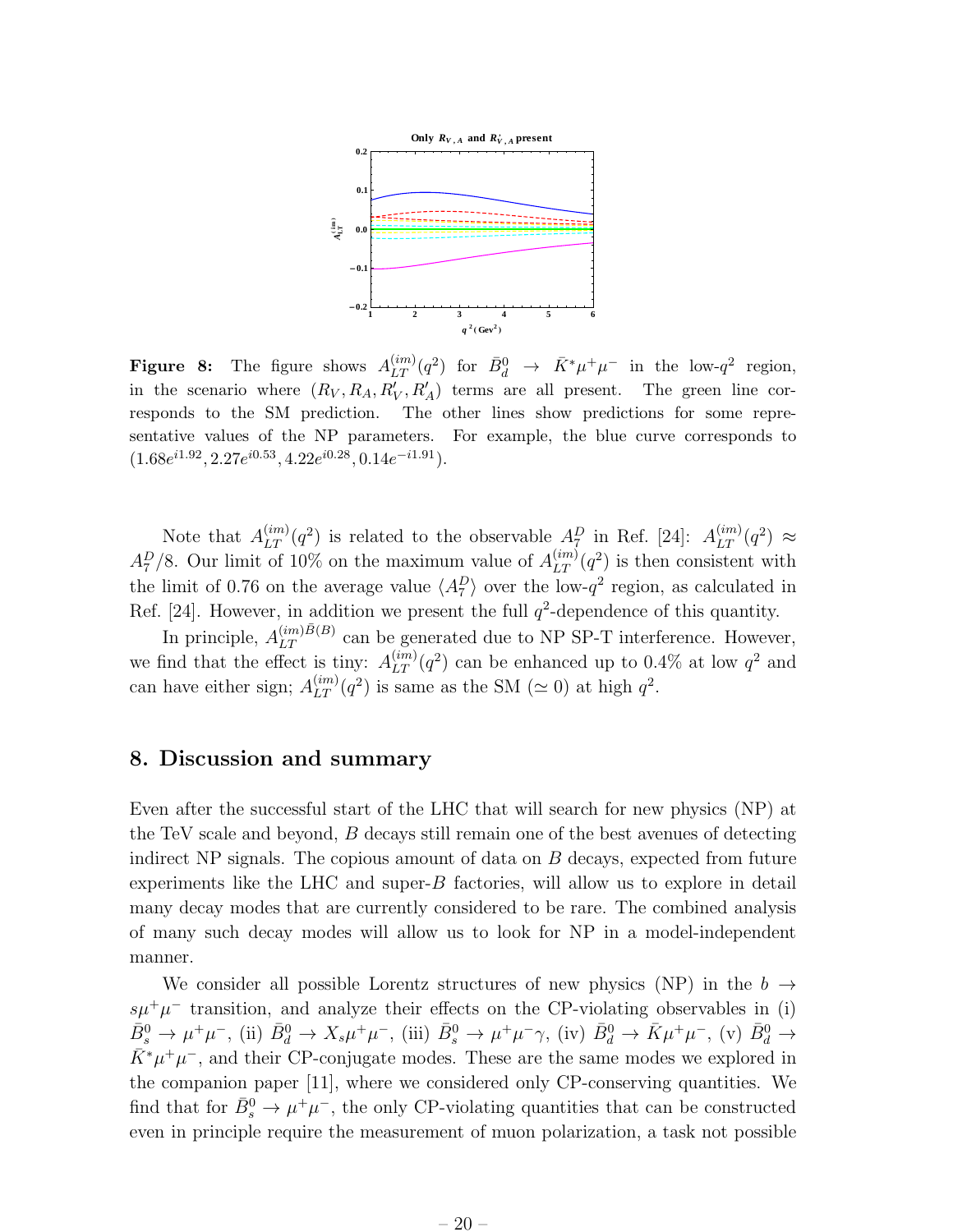**Figure 8:** The figure shows $A_{LT}^{(im)}(q^2)$ for $\bar{B}_d^0 \to \bar{K}^* \mu^+\mu^-$ in the low-$q^2$ region, in the scenario where $(R_V, R_A, R'_V, R'_A)$ terms are all present. The green line corresponds to the SM prediction. The other lines show predictions for some representative values of the NP parameters. For example, the blue curve corresponds to $(1.68e^{i1.92}, 2.27e^{i0.53}, 4.22e^{i0.28}, 0.14e^{-i1.91})$.

Note that $A_{LT}^{(im)}(q^2)$ is related to the observable $A_7^D$ in Ref. [24]: $A_{LT}^{(im)}(q^2) \approx A_7^D/8$. Our limit of 10% on the maximum value of $A_{LT}^{(im)}(q^2)$ is then consistent with the limit of 0.76 on the average value $\langle A_7^D \rangle$ over the low-$q^2$ region, as calculated in Ref. [24]. However, in addition we present the full $q^2$-dependence of this quantity.

In principle, $A_{LT}^{(im)\bar{B}(B)}$ can be generated due to NP SP-T interference. However, we find that the effect is tiny: $A_{LT}^{(im)}(q^2)$ can be enhanced up to 0.4% at low $q^2$ and can have either sign; $A_{LT}^{(im)}(q^2)$ is same as the SM ($\simeq 0$) at high $q^2$.

## 8. Discussion and summary

Even after the successful start of the LHC that will search for new physics (NP) at the TeV scale and beyond, $B$ decays still remain one of the best avenues of detecting indirect NP signals. The copious amount of data on $B$ decays, expected from future experiments like the LHC and super-$B$ factories, will allow us to explore in detail many decay modes that are currently considered to be rare. The combined analysis of many such decay modes will allow us to look for NP in a model-independent manner.

We consider all possible Lorentz structures of new physics (NP) in the $b \to s\mu^+\mu^-$ transition, and analyze their effects on the CP-violating observables in (i) $\bar{B}_s^0 \to \mu^+\mu^-$, (ii) $\bar{B}_d^0 \to X_s\mu^+\mu^-$, (iii) $\bar{B}_s^0 \to \mu^+\mu^-\gamma$, (iv) $\bar{B}_d^0 \to \bar{K}\mu^+\mu^-$, (v) $\bar{B}_d^0 \to \bar{K}^*\mu^+\mu^-$, and their CP-conjugate modes. These are the same modes we explored in the companion paper [11], where we considered only CP-conserving quantities. We find that for $\bar{B}_s^0 \to \mu^+\mu^-$, the only CP-violating quantities that can be constructed even in principle require the measurement of muon polarization, a task not possible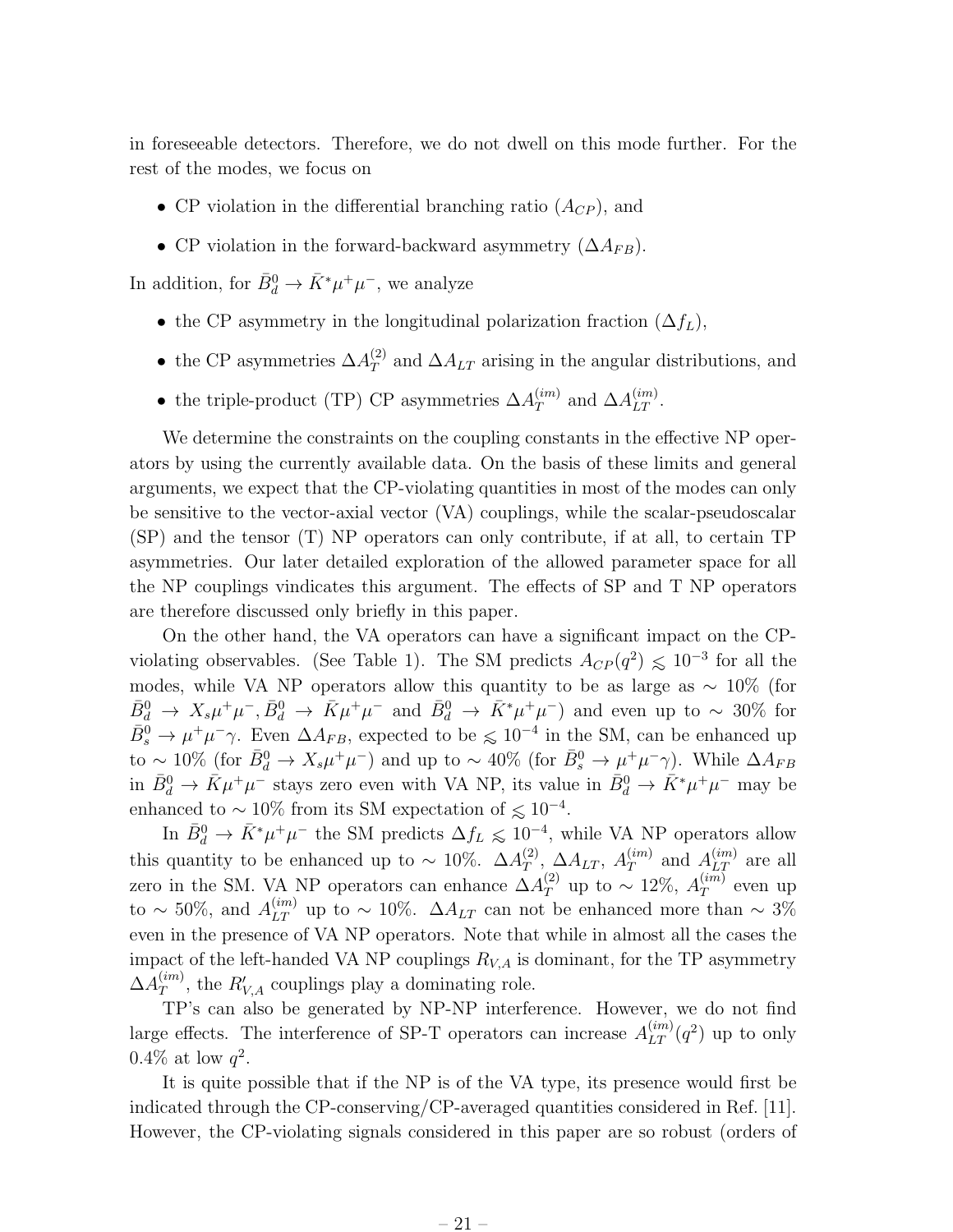in foreseeable detectors. Therefore, we do not dwell on this mode further. For the rest of the modes, we focus on

- CP violation in the differential branching ratio ($A_{CP}$), and
- CP violation in the forward-backward asymmetry ($\Delta A_{FB}$).

In addition, for $\bar{B}_d^0 \to \bar{K}^* \mu^+ \mu^-$, we analyze

- the CP asymmetry in the longitudinal polarization fraction ($\Delta f_L$),
- the CP asymmetries $\Delta A_T^{(2)}$ and $\Delta A_{LT}$ arising in the angular distributions, and
- the triple-product (TP) CP asymmetries $\Delta A_T^{(im)}$ and $\Delta A_{LT}^{(im)}$.

We determine the constraints on the coupling constants in the effective NP operators by using the currently available data. On the basis of these limits and general arguments, we expect that the CP-violating quantities in most of the modes can only be sensitive to the vector-axial vector (VA) couplings, while the scalar-pseudoscalar (SP) and the tensor (T) NP operators can only contribute, if at all, to certain TP asymmetries. Our later detailed exploration of the allowed parameter space for all the NP couplings vindicates this argument. The effects of SP and T NP operators are therefore discussed only briefly in this paper.

On the other hand, the VA operators can have a significant impact on the CP-violating observables. (See Table 1). The SM predicts $A_{CP}(q^2) \lesssim 10^{-3}$ for all the modes, while VA NP operators allow this quantity to be as large as $\sim 10\%$ (for $\bar{B}_d^0 \to X_s \mu^+ \mu^-, \bar{B}_d^0 \to \bar{K} \mu^+ \mu^-$ and $\bar{B}_d^0 \to \bar{K}^* \mu^+ \mu^-$) and even up to $\sim 30\%$ for $\bar{B}_s^0 \to \mu^+ \mu^- \gamma$. Even $\Delta A_{FB}$, expected to be $\lesssim 10^{-4}$ in the SM, can be enhanced up to $\sim 10\%$ (for $\bar{B}_d^0 \to X_s \mu^+ \mu^-$) and up to $\sim 40\%$ (for $\bar{B}_s^0 \to \mu^+ \mu^- \gamma$). While $\Delta A_{FB}$ in $\bar{B}_d^0 \to \bar{K} \mu^+ \mu^-$ stays zero even with VA NP, its value in $\bar{B}_d^0 \to \bar{K}^* \mu^+ \mu^-$ may be enhanced to $\sim 10\%$ from its SM expectation of $\lesssim 10^{-4}$.

In $\bar{B}_d^0 \to \bar{K}^* \mu^+ \mu^-$ the SM predicts $\Delta f_L \lesssim 10^{-4}$, while VA NP operators allow this quantity to be enhanced up to $\sim 10\%$. $\Delta A_T^{(2)}$, $\Delta A_{LT}$, $A_T^{(im)}$ and $A_{LT}^{(im)}$ are all zero in the SM. VA NP operators can enhance $\Delta A_T^{(2)}$ up to $\sim 12\%$, $A_T^{(im)}$ even up to $\sim 50\%$, and $A_{LT}^{(im)}$ up to $\sim 10\%$. $\Delta A_{LT}$ can not be enhanced more than $\sim 3\%$ even in the presence of VA NP operators. Note that while in almost all the cases the impact of the left-handed VA NP couplings $R_{V,A}$ is dominant, for the TP asymmetry $\Delta A_T^{(im)}$, the $R'_{V,A}$ couplings play a dominating role.

TP's can also be generated by NP-NP interference. However, we do not find large effects. The interference of SP-T operators can increase $A_{LT}^{(im)}(q^2)$ up to only $0.4\%$ at low $q^2$.

It is quite possible that if the NP is of the VA type, its presence would first be indicated through the CP-conserving/CP-averaged quantities considered in Ref. [11]. However, the CP-violating signals considered in this paper are so robust (orders of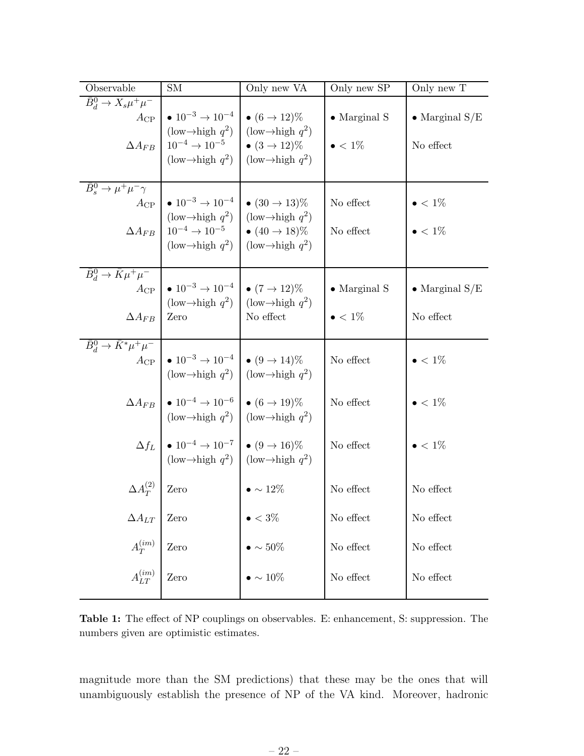| Observable | SM | Only new VA | Only new SP | Only new T |
|---|---|---|---|---|
| $\bar{B}_d^0 \to X_s \mu^+ \mu^-$ | | | | |
| $A_{\rm CP}$ | • $10^{-3} \to 10^{-4}$ (low→high $q^2$) | • $(6 \to 12)\%$ (low→high $q^2$) | • Marginal S | • Marginal S/E |
| $\Delta A_{FB}$ | $10^{-4} \to 10^{-5}$ (low→high $q^2$) | • $(3 \to 12)\%$ (low→high $q^2$) | • $< 1\%$ | No effect |
| $\bar{B}_s^0 \to \mu^+ \mu^- \gamma$ | | | | |
| $A_{\rm CP}$ | • $10^{-3} \to 10^{-4}$ (low→high $q^2$) | • $(30 \to 13)\%$ (low→high $q^2$) | No effect | • $< 1\%$ |
| $\Delta A_{FB}$ | $10^{-4} \to 10^{-5}$ (low→high $q^2$) | • $(40 \to 18)\%$ (low→high $q^2$) | No effect | • $< 1\%$ |
| $\bar{B}_d^0 \to \bar{K} \mu^+ \mu^-$ | | | | |
| $A_{\rm CP}$ | • $10^{-3} \to 10^{-4}$ (low→high $q^2$) | • $(7 \to 12)\%$ (low→high $q^2$) | • Marginal S | • Marginal S/E |
| $\Delta A_{FB}$ | Zero | No effect | • $< 1\%$ | No effect |
| $\bar{B}_d^0 \to \bar{K}^* \mu^+ \mu^-$ | | | | |
| $A_{\rm CP}$ | • $10^{-3} \to 10^{-4}$ (low→high $q^2$) | • $(9 \to 14)\%$ (low→high $q^2$) | No effect | • $< 1\%$ |
| $\Delta A_{FB}$ | • $10^{-4} \to 10^{-6}$ (low→high $q^2$) | • $(6 \to 19)\%$ (low→high $q^2$) | No effect | • $< 1\%$ |
| $\Delta f_L$ | • $10^{-4} \to 10^{-7}$ (low→high $q^2$) | • $(9 \to 16)\%$ (low→high $q^2$) | No effect | • $< 1\%$ |
| $\Delta A_T^{(2)}$ | Zero | • $\sim 12\%$ | No effect | No effect |
| $\Delta A_{LT}$ | Zero | • $< 3\%$ | No effect | No effect |
| $A_T^{(im)}$ | Zero | • $\sim 50\%$ | No effect | No effect |
| $A_{LT}^{(im)}$ | Zero | • $\sim 10\%$ | No effect | No effect |

**Table 1:** The effect of NP couplings on observables. E: enhancement, S: suppression. The numbers given are optimistic estimates.

magnitude more than the SM predictions) that these may be the ones that will unambiguously establish the presence of NP of the VA kind. Moreover, hadronic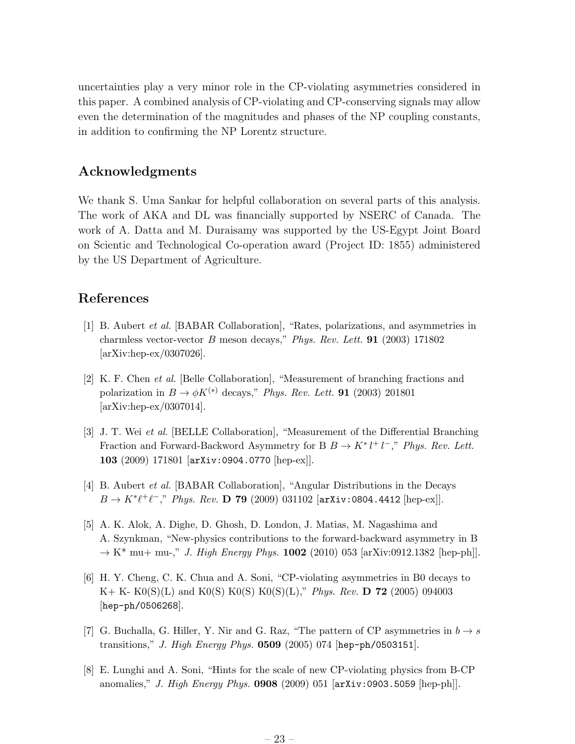uncertainties play a very minor role in the CP-violating asymmetries considered in this paper. A combined analysis of CP-violating and CP-conserving signals may allow even the determination of the magnitudes and phases of the NP coupling constants, in addition to confirming the NP Lorentz structure.

## Acknowledgments

We thank S. Uma Sankar for helpful collaboration on several parts of this analysis. The work of AKA and DL was financially supported by NSERC of Canada. The work of A. Datta and M. Duraisamy was supported by the US-Egypt Joint Board on Scientic and Technological Co-operation award (Project ID: 1855) administered by the US Department of Agriculture.

## References

[1] B. Aubert *et al.* [BABAR Collaboration], "Rates, polarizations, and asymmetries in charmless vector-vector $B$ meson decays," *Phys. Rev. Lett.* **91** (2003) 171802 [arXiv:hep-ex/0307026].

[2] K. F. Chen *et al.* [Belle Collaboration], "Measurement of branching fractions and polarization in $B \to \phi K^{(*)}$ decays," *Phys. Rev. Lett.* **91** (2003) 201801 [arXiv:hep-ex/0307014].

[3] J. T. Wei *et al.* [BELLE Collaboration], "Measurement of the Differential Branching Fraction and Forward-Backword Asymmetry for B $B \to K^* l^+ l^-$," *Phys. Rev. Lett.* **103** (2009) 171801 [arXiv:0904.0770 [hep-ex]].

[4] B. Aubert *et al.* [BABAR Collaboration], "Angular Distributions in the Decays $B \to K^* \ell^+ \ell^-$," *Phys. Rev.* **D 79** (2009) 031102 [arXiv:0804.4412 [hep-ex]].

[5] A. K. Alok, A. Dighe, D. Ghosh, D. London, J. Matias, M. Nagashima and A. Szynkman, "New-physics contributions to the forward-backward asymmetry in B $\to$ K* mu+ mu-," *J. High Energy Phys.* **1002** (2010) 053 [arXiv:0912.1382 [hep-ph]].

[6] H. Y. Cheng, C. K. Chua and A. Soni, "CP-violating asymmetries in B0 decays to K+ K- K0(S)(L) and K0(S) K0(S) K0(S)(L)," *Phys. Rev.* **D 72** (2005) 094003 [hep-ph/0506268].

[7] G. Buchalla, G. Hiller, Y. Nir and G. Raz, "The pattern of CP asymmetries in $b \to s$ transitions," *J. High Energy Phys.* **0509** (2005) 074 [hep-ph/0503151].

[8] E. Lunghi and A. Soni, "Hints for the scale of new CP-violating physics from B-CP anomalies," *J. High Energy Phys.* **0908** (2009) 051 [arXiv:0903.5059 [hep-ph]].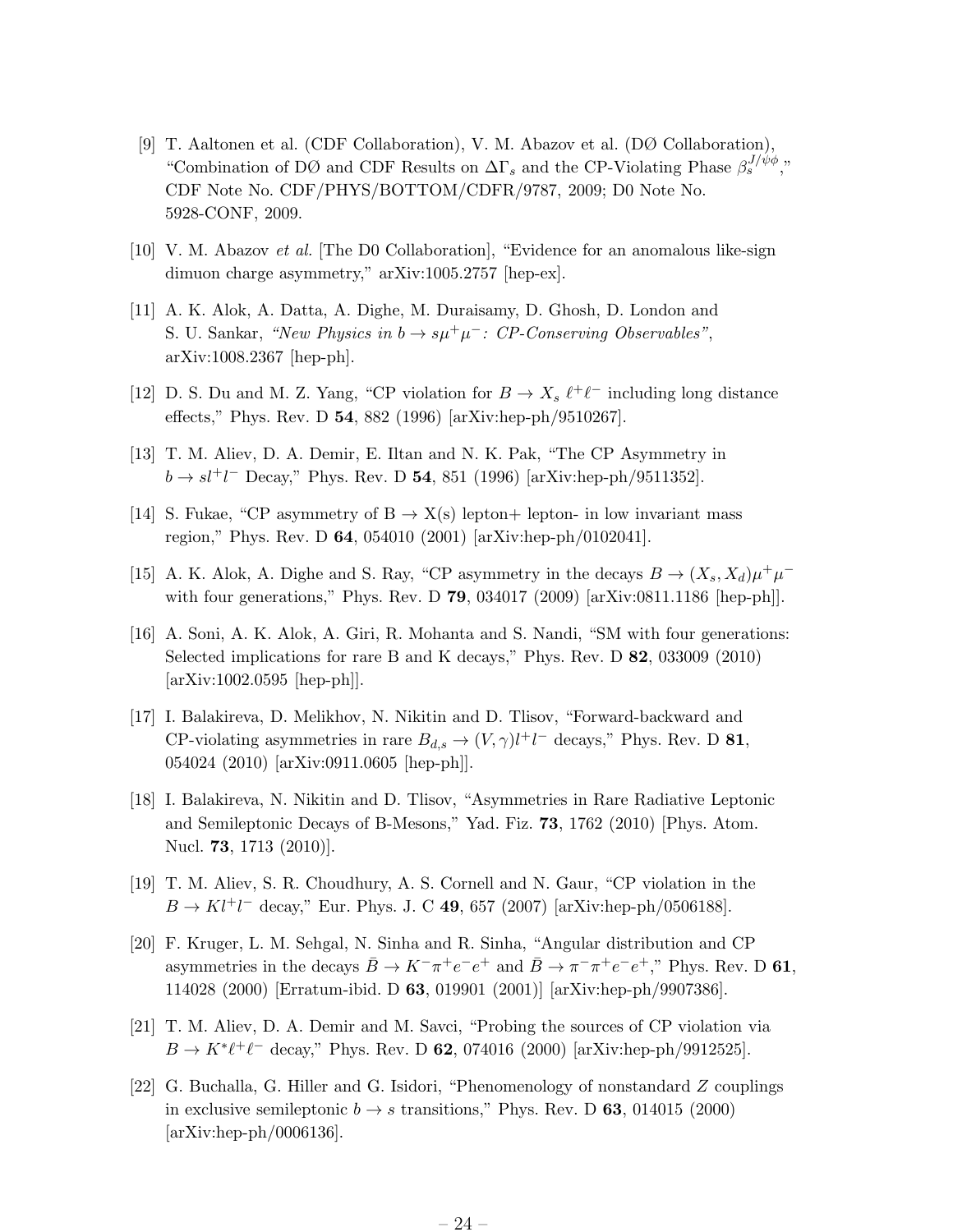[9] T. Aaltonen et al. (CDF Collaboration), V. M. Abazov et al. (DØ Collaboration), "Combination of DØ and CDF Results on $\Delta\Gamma_s$ and the CP-Violating Phase $\beta_s^{J/\psi\phi}$," CDF Note No. CDF/PHYS/BOTTOM/CDFR/9787, 2009; D0 Note No. 5928-CONF, 2009.

[10] V. M. Abazov *et al.* [The D0 Collaboration], "Evidence for an anomalous like-sign dimuon charge asymmetry," arXiv:1005.2757 [hep-ex].

[11] A. K. Alok, A. Datta, A. Dighe, M. Duraisamy, D. Ghosh, D. London and S. U. Sankar, *"New Physics in $b \to s\mu^+\mu^-$: CP-Conserving Observables"*, arXiv:1008.2367 [hep-ph].

[12] D. S. Du and M. Z. Yang, "CP violation for $B \to X_s\, \ell^+\ell^-$ including long distance effects," Phys. Rev. D **54**, 882 (1996) [arXiv:hep-ph/9510267].

[13] T. M. Aliev, D. A. Demir, E. Iltan and N. K. Pak, "The CP Asymmetry in $b \to sl^+l^-$ Decay," Phys. Rev. D **54**, 851 (1996) [arXiv:hep-ph/9511352].

[14] S. Fukae, "CP asymmetry of B $\to$ X(s) lepton+ lepton- in low invariant mass region," Phys. Rev. D **64**, 054010 (2001) [arXiv:hep-ph/0102041].

[15] A. K. Alok, A. Dighe and S. Ray, "CP asymmetry in the decays $B \to (X_s, X_d)\mu^+\mu^-$ with four generations," Phys. Rev. D **79**, 034017 (2009) [arXiv:0811.1186 [hep-ph]].

[16] A. Soni, A. K. Alok, A. Giri, R. Mohanta and S. Nandi, "SM with four generations: Selected implications for rare B and K decays," Phys. Rev. D **82**, 033009 (2010) [arXiv:1002.0595 [hep-ph]].

[17] I. Balakireva, D. Melikhov, N. Nikitin and D. Tlisov, "Forward-backward and CP-violating asymmetries in rare $B_{d,s} \to (V,\gamma)l^+l^-$ decays," Phys. Rev. D **81**, 054024 (2010) [arXiv:0911.0605 [hep-ph]].

[18] I. Balakireva, N. Nikitin and D. Tlisov, "Asymmetries in Rare Radiative Leptonic and Semileptonic Decays of B-Mesons," Yad. Fiz. **73**, 1762 (2010) [Phys. Atom. Nucl. **73**, 1713 (2010)].

[19] T. M. Aliev, S. R. Choudhury, A. S. Cornell and N. Gaur, "CP violation in the $B \to Kl^+l^-$ decay," Eur. Phys. J. C **49**, 657 (2007) [arXiv:hep-ph/0506188].

[20] F. Kruger, L. M. Sehgal, N. Sinha and R. Sinha, "Angular distribution and CP asymmetries in the decays $\bar{B} \to K^-\pi^+e^-e^+$ and $\bar{B} \to \pi^-\pi^+e^-e^+$," Phys. Rev. D **61**, 114028 (2000) [Erratum-ibid. D **63**, 019901 (2001)] [arXiv:hep-ph/9907386].

[21] T. M. Aliev, D. A. Demir and M. Savci, "Probing the sources of CP violation via $B \to K^*\ell^+\ell^-$ decay," Phys. Rev. D **62**, 074016 (2000) [arXiv:hep-ph/9912525].

[22] G. Buchalla, G. Hiller and G. Isidori, "Phenomenology of nonstandard $Z$ couplings in exclusive semileptonic $b \to s$ transitions," Phys. Rev. D **63**, 014015 (2000) [arXiv:hep-ph/0006136].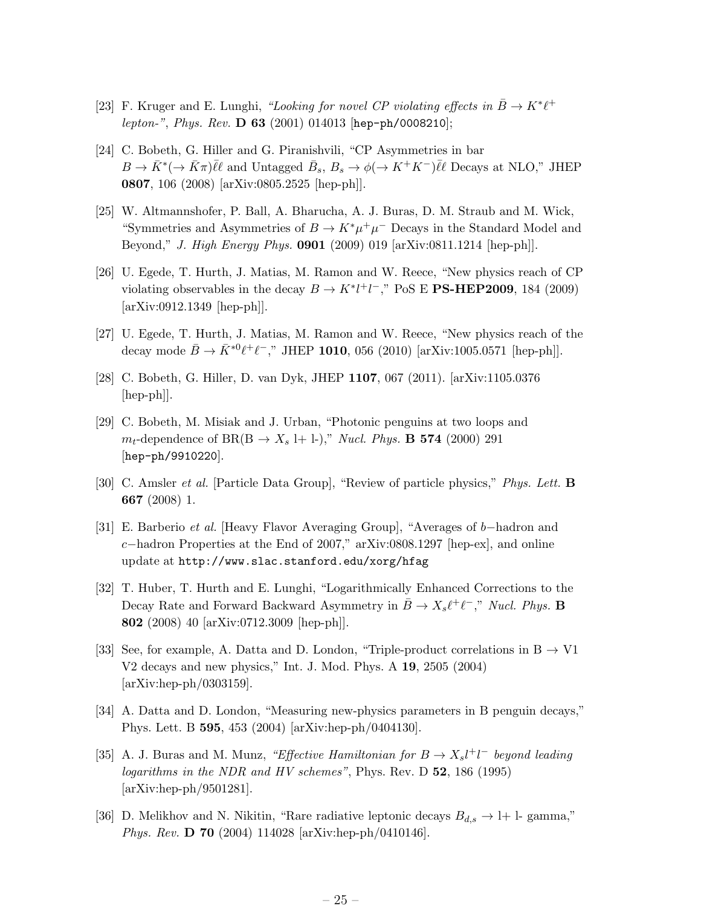[23] F. Kruger and E. Lunghi, *"Looking for novel CP violating effects in $\bar{B} \to K^* \ell^+$ lepton-"*, *Phys. Rev.* **D 63** (2001) 014013 [hep-ph/0008210];

[24] C. Bobeth, G. Hiller and G. Piranishvili, "CP Asymmetries in bar $B \to \bar{K}^* (\to \bar{K}\pi) \bar{\ell}\ell$ and Untagged $\bar{B}_s$, $B_s \to \phi(\to K^+K^-) \bar{\ell}\ell$ Decays at NLO," JHEP **0807**, 106 (2008) [arXiv:0805.2525 [hep-ph]].

[25] W. Altmannshofer, P. Ball, A. Bharucha, A. J. Buras, D. M. Straub and M. Wick, "Symmetries and Asymmetries of $B \to K^* \mu^+ \mu^-$ Decays in the Standard Model and Beyond," *J. High Energy Phys.* **0901** (2009) 019 [arXiv:0811.1214 [hep-ph]].

[26] U. Egede, T. Hurth, J. Matias, M. Ramon and W. Reece, "New physics reach of CP violating observables in the decay $B \to K^* l^+ l^-$," PoS E **PS-HEP2009**, 184 (2009) [arXiv:0912.1349 [hep-ph]].

[27] U. Egede, T. Hurth, J. Matias, M. Ramon and W. Reece, "New physics reach of the decay mode $\bar{B} \to \bar{K}^{*0} \ell^+ \ell^-$," JHEP **1010**, 056 (2010) [arXiv:1005.0571 [hep-ph]].

[28] C. Bobeth, G. Hiller, D. van Dyk, JHEP **1107**, 067 (2011). [arXiv:1105.0376 [hep-ph]].

[29] C. Bobeth, M. Misiak and J. Urban, "Photonic penguins at two loops and $m_t$-dependence of BR(B $\to X_s$ l+ l-)," *Nucl. Phys.* **B 574** (2000) 291 [hep-ph/9910220].

[30] C. Amsler *et al.* [Particle Data Group], "Review of particle physics," *Phys. Lett.* **B 667** (2008) 1.

[31] E. Barberio *et al.* [Heavy Flavor Averaging Group], "Averages of $b-$hadron and $c-$hadron Properties at the End of 2007," arXiv:0808.1297 [hep-ex], and online update at http://www.slac.stanford.edu/xorg/hfag

[32] T. Huber, T. Hurth and E. Lunghi, "Logarithmically Enhanced Corrections to the Decay Rate and Forward Backward Asymmetry in $\bar{B} \to X_s \ell^+ \ell^-$," *Nucl. Phys.* **B 802** (2008) 40 [arXiv:0712.3009 [hep-ph]].

[33] See, for example, A. Datta and D. London, "Triple-product correlations in B $\to$ V1 V2 decays and new physics," Int. J. Mod. Phys. A **19**, 2505 (2004) [arXiv:hep-ph/0303159].

[34] A. Datta and D. London, "Measuring new-physics parameters in B penguin decays," Phys. Lett. B **595**, 453 (2004) [arXiv:hep-ph/0404130].

[35] A. J. Buras and M. Munz, *"Effective Hamiltonian for $B \to X_s l^+ l^-$ beyond leading logarithms in the NDR and HV schemes"*, Phys. Rev. D **52**, 186 (1995) [arXiv:hep-ph/9501281].

[36] D. Melikhov and N. Nikitin, "Rare radiative leptonic decays $B_{d,s} \to$ l+ l- gamma," *Phys. Rev.* **D 70** (2004) 114028 [arXiv:hep-ph/0410146].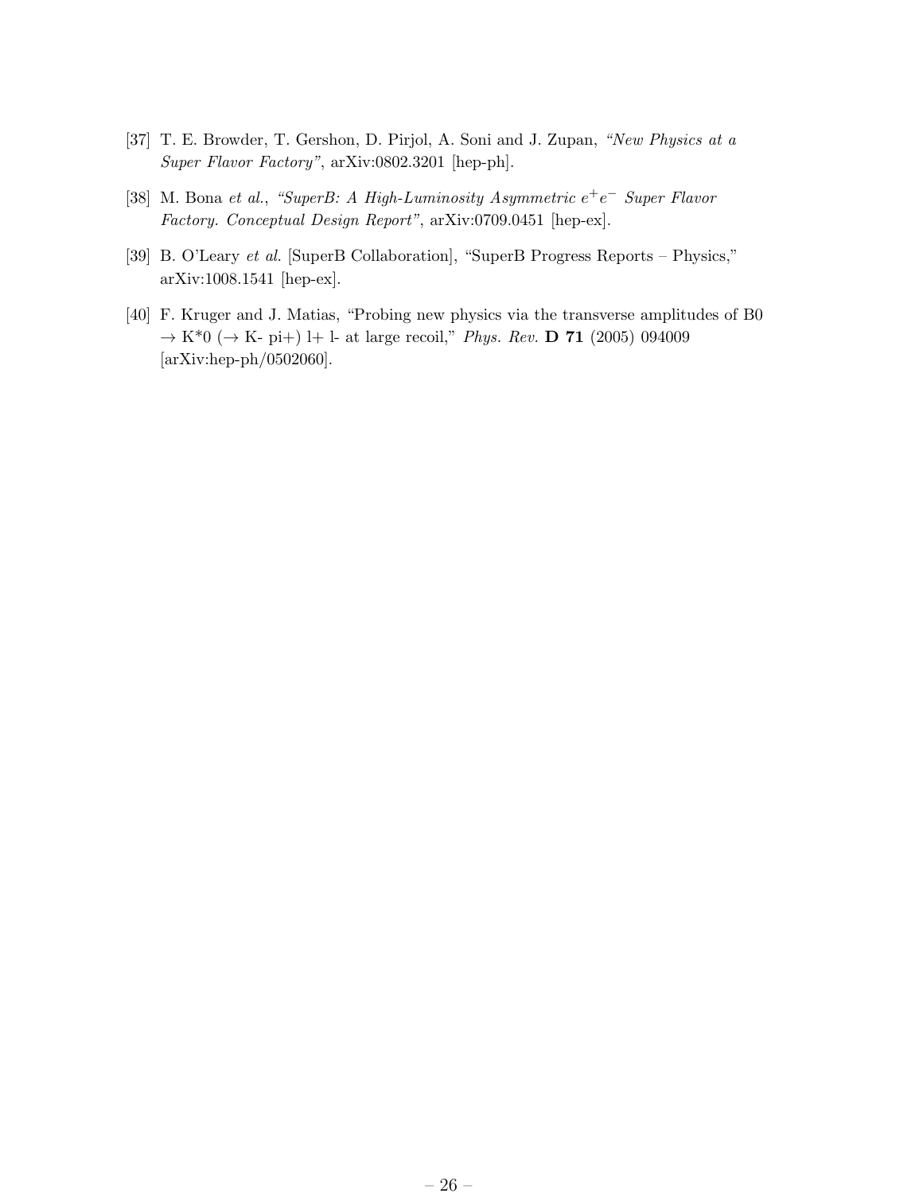[37] T. E. Browder, T. Gershon, D. Pirjol, A. Soni and J. Zupan, *"New Physics at a Super Flavor Factory"*, arXiv:0802.3201 [hep-ph].

[38] M. Bona *et al.*, *"SuperB: A High-Luminosity Asymmetric $e^+e^-$ Super Flavor Factory. Conceptual Design Report"*, arXiv:0709.0451 [hep-ex].

[39] B. O'Leary *et al.* [SuperB Collaboration], "SuperB Progress Reports – Physics," arXiv:1008.1541 [hep-ex].

[40] F. Kruger and J. Matias, "Probing new physics via the transverse amplitudes of B0 $\to$ K*0 ($\to$ K- pi+) l+ l- at large recoil," *Phys. Rev.* **D 71** (2005) 094009 [arXiv:hep-ph/0502060].